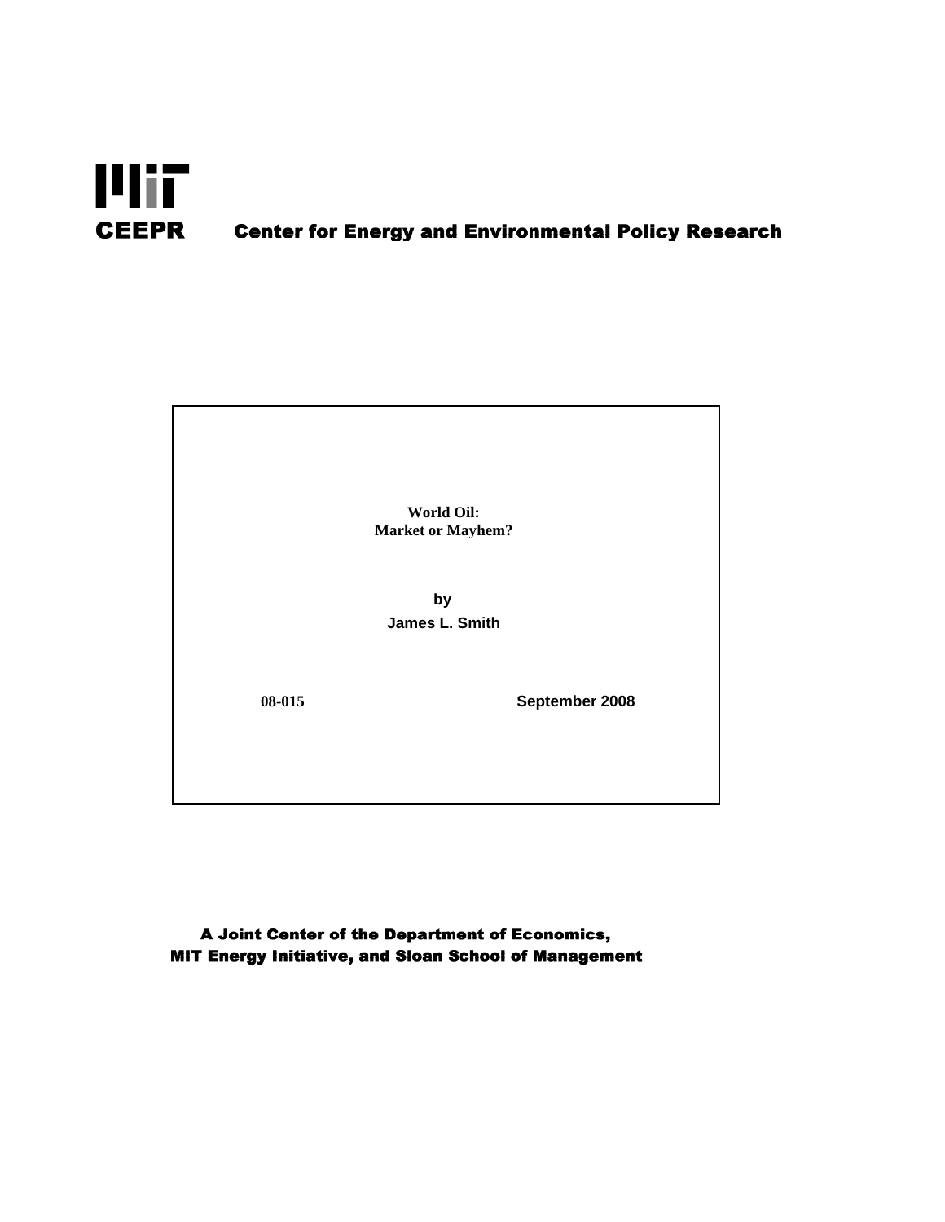**MIT**

**CEEPR** **Center for Energy and Environmental Policy Research**

# World Oil: Market or Mayhem?

by

**James L. Smith**

**08-015** **September 2008**

**A Joint Center of the Department of Economics, MIT Energy Initiative, and Sloan School of Management**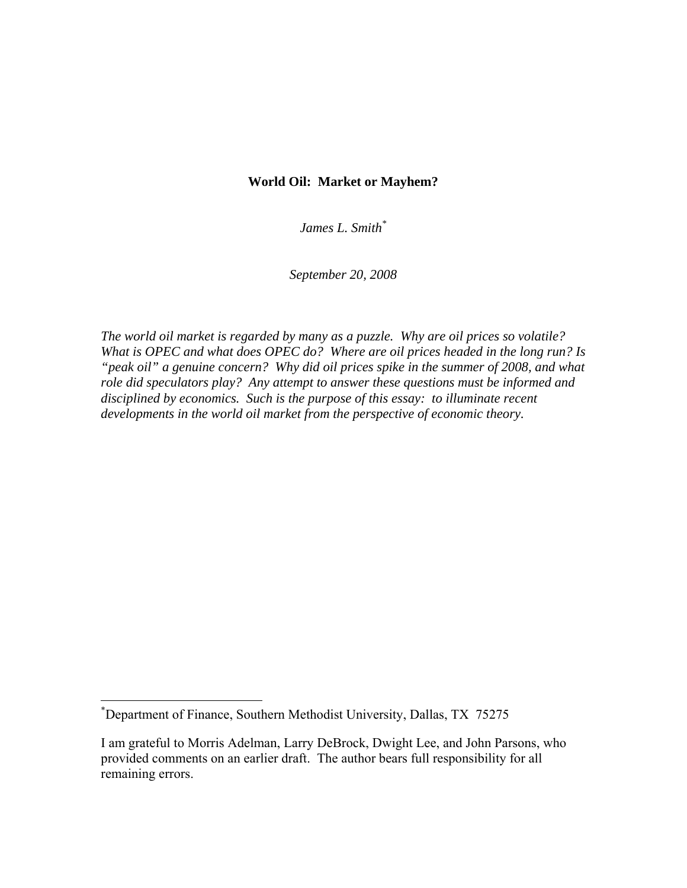**World Oil: Market or Mayhem?**

*James L. Smith*[*]

*September 20, 2008*

*The world oil market is regarded by many as a puzzle. Why are oil prices so volatile? What is OPEC and what does OPEC do? Where are oil prices headed in the long run? Is "peak oil" a genuine concern? Why did oil prices spike in the summer of 2008, and what role did speculators play? Any attempt to answer these questions must be informed and disciplined by economics. Such is the purpose of this essay: to illuminate recent developments in the world oil market from the perspective of economic theory.*

---

[*] Department of Finance, Southern Methodist University, Dallas, TX 75275

I am grateful to Morris Adelman, Larry DeBrock, Dwight Lee, and John Parsons, who provided comments on an earlier draft. The author bears full responsibility for all remaining errors.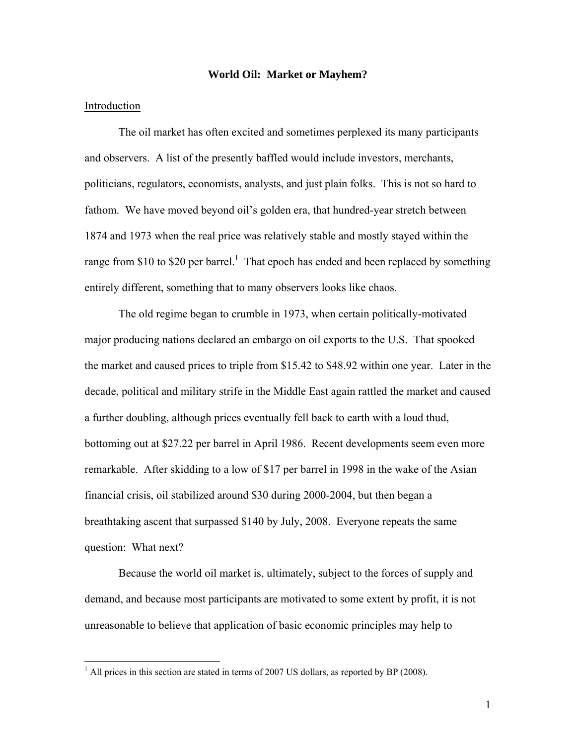**World Oil: Market or Mayhem?**

Introduction

The oil market has often excited and sometimes perplexed its many participants and observers. A list of the presently baffled would include investors, merchants, politicians, regulators, economists, analysts, and just plain folks. This is not so hard to fathom. We have moved beyond oil's golden era, that hundred-year stretch between 1874 and 1973 when the real price was relatively stable and mostly stayed within the range from $10 to $20 per barrel.[1] That epoch has ended and been replaced by something entirely different, something that to many observers looks like chaos.

The old regime began to crumble in 1973, when certain politically-motivated major producing nations declared an embargo on oil exports to the U.S. That spooked the market and caused prices to triple from $15.42 to $48.92 within one year. Later in the decade, political and military strife in the Middle East again rattled the market and caused a further doubling, although prices eventually fell back to earth with a loud thud, bottoming out at $27.22 per barrel in April 1986. Recent developments seem even more remarkable. After skidding to a low of $17 per barrel in 1998 in the wake of the Asian financial crisis, oil stabilized around $30 during 2000-2004, but then began a breathtaking ascent that surpassed $140 by July, 2008. Everyone repeats the same question: What next?

Because the world oil market is, ultimately, subject to the forces of supply and demand, and because most participants are motivated to some extent by profit, it is not unreasonable to believe that application of basic economic principles may help to

[1] All prices in this section are stated in terms of 2007 US dollars, as reported by BP (2008).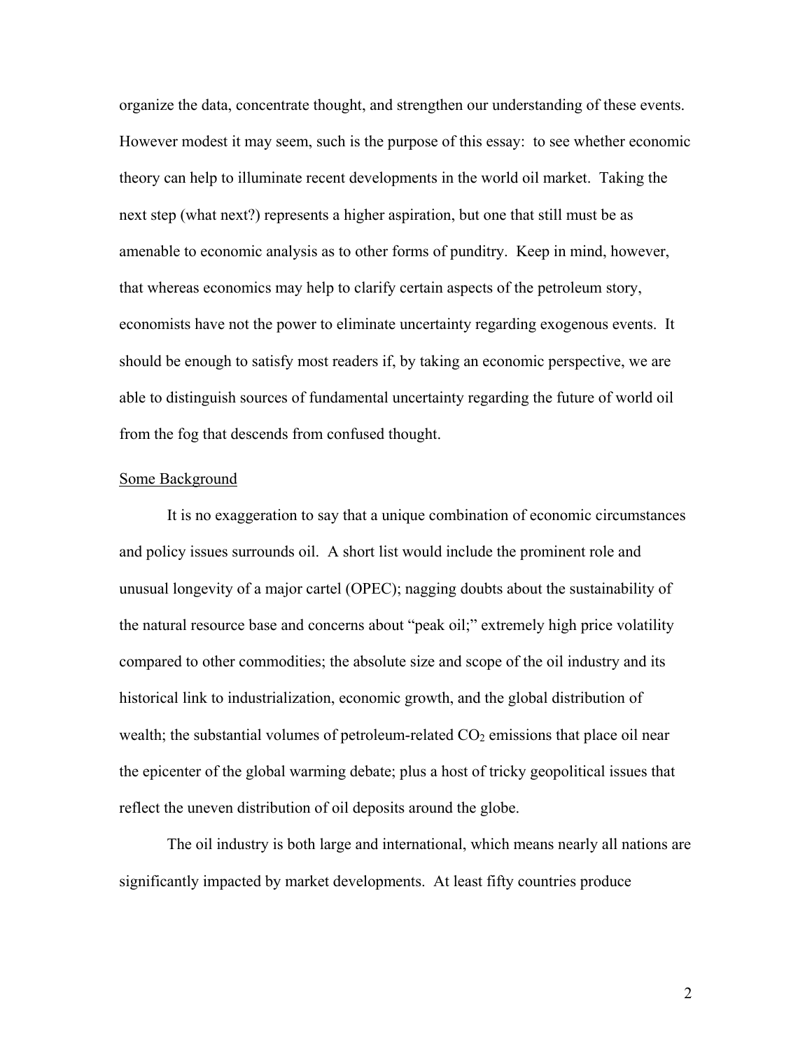organize the data, concentrate thought, and strengthen our understanding of these events. However modest it may seem, such is the purpose of this essay: to see whether economic theory can help to illuminate recent developments in the world oil market. Taking the next step (what next?) represents a higher aspiration, but one that still must be as amenable to economic analysis as to other forms of punditry. Keep in mind, however, that whereas economics may help to clarify certain aspects of the petroleum story, economists have not the power to eliminate uncertainty regarding exogenous events. It should be enough to satisfy most readers if, by taking an economic perspective, we are able to distinguish sources of fundamental uncertainty regarding the future of world oil from the fog that descends from confused thought.

## Some Background

It is no exaggeration to say that a unique combination of economic circumstances and policy issues surrounds oil. A short list would include the prominent role and unusual longevity of a major cartel (OPEC); nagging doubts about the sustainability of the natural resource base and concerns about "peak oil;" extremely high price volatility compared to other commodities; the absolute size and scope of the oil industry and its historical link to industrialization, economic growth, and the global distribution of wealth; the substantial volumes of petroleum-related $CO_2$ emissions that place oil near the epicenter of the global warming debate; plus a host of tricky geopolitical issues that reflect the uneven distribution of oil deposits around the globe.

The oil industry is both large and international, which means nearly all nations are significantly impacted by market developments. At least fifty countries produce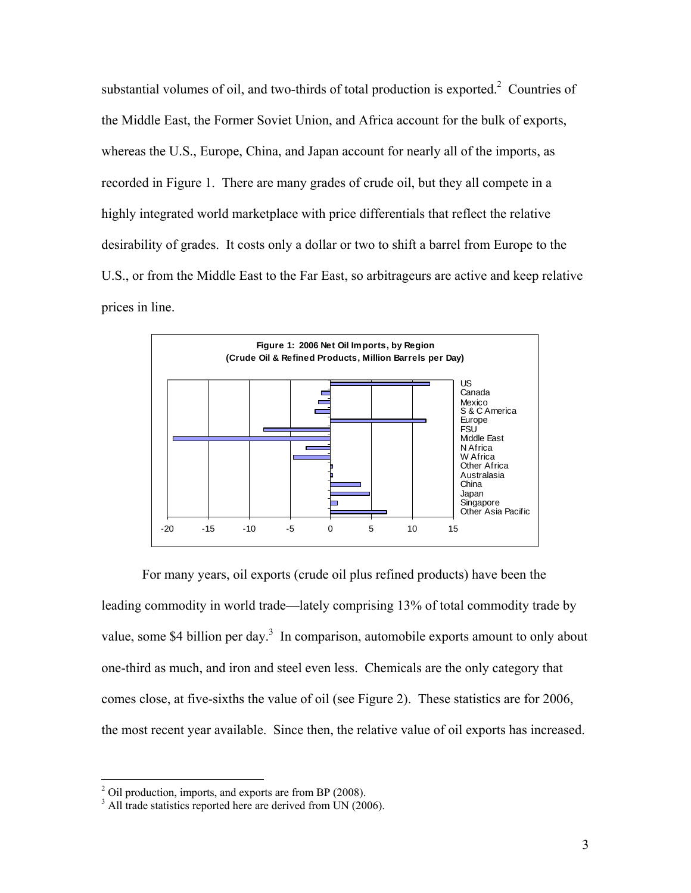substantial volumes of oil, and two-thirds of total production is exported.[2] Countries of the Middle East, the Former Soviet Union, and Africa account for the bulk of exports, whereas the U.S., Europe, China, and Japan account for nearly all of the imports, as recorded in Figure 1. There are many grades of crude oil, but they all compete in a highly integrated world marketplace with price differentials that reflect the relative desirability of grades. It costs only a dollar or two to shift a barrel from Europe to the U.S., or from the Middle East to the Far East, so arbitrageurs are active and keep relative prices in line.

**Figure 1: 2006 Net Oil Imports, by Region**
**(Crude Oil & Refined Products, Million Barrels per Day)**

For many years, oil exports (crude oil plus refined products) have been the leading commodity in world trade—lately comprising 13% of total commodity trade by value, some \$4 billion per day.[3] In comparison, automobile exports amount to only about one-third as much, and iron and steel even less. Chemicals are the only category that comes close, at five-sixths the value of oil (see Figure 2). These statistics are for 2006, the most recent year available. Since then, the relative value of oil exports has increased.

[2] Oil production, imports, and exports are from BP (2008).

[3] All trade statistics reported here are derived from UN (2006).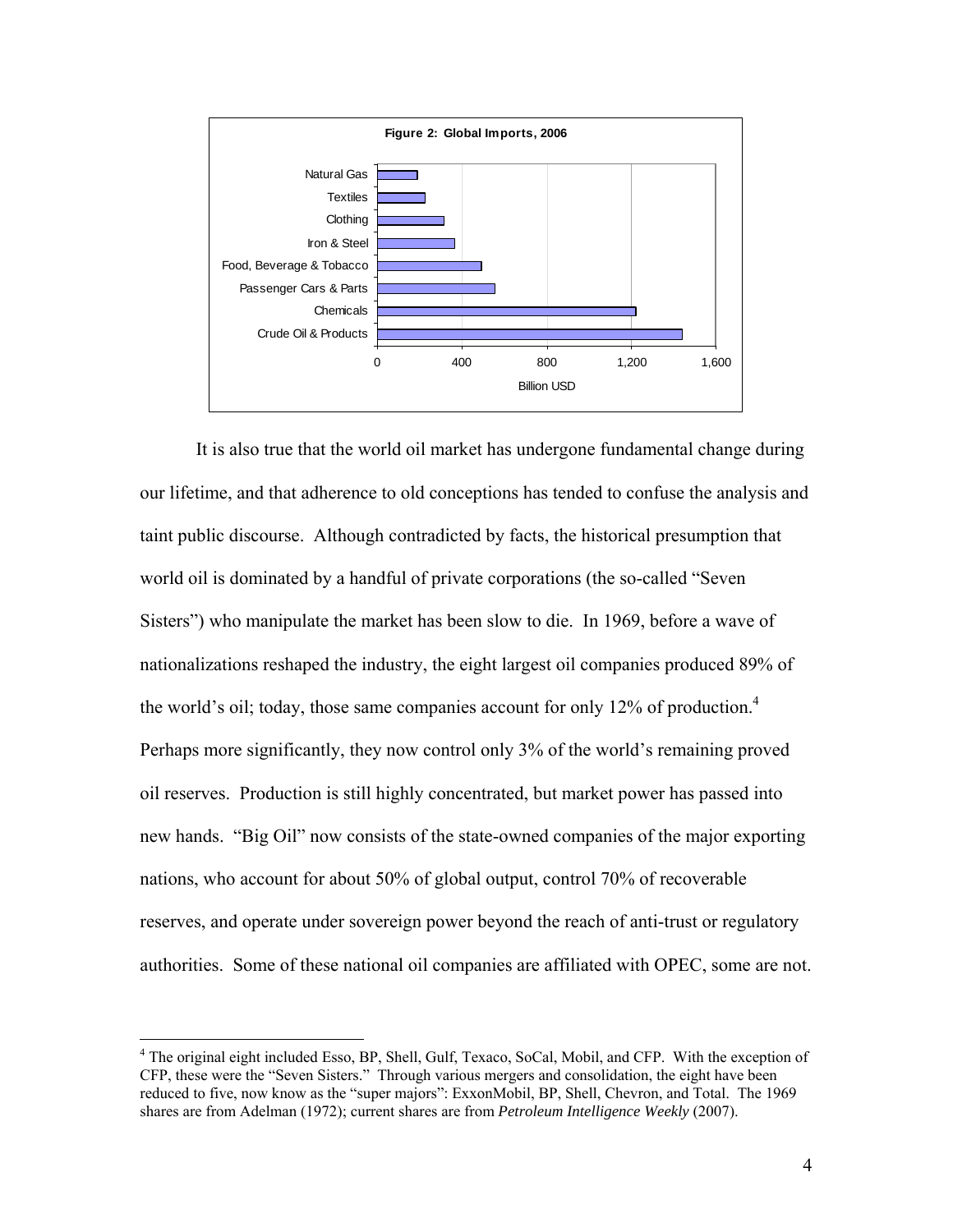**Figure 2: Global Imports, 2006**

It is also true that the world oil market has undergone fundamental change during our lifetime, and that adherence to old conceptions has tended to confuse the analysis and taint public discourse. Although contradicted by facts, the historical presumption that world oil is dominated by a handful of private corporations (the so-called "Seven Sisters") who manipulate the market has been slow to die. In 1969, before a wave of nationalizations reshaped the industry, the eight largest oil companies produced 89% of the world's oil; today, those same companies account for only 12% of production.[4] Perhaps more significantly, they now control only 3% of the world's remaining proved oil reserves. Production is still highly concentrated, but market power has passed into new hands. "Big Oil" now consists of the state-owned companies of the major exporting nations, who account for about 50% of global output, control 70% of recoverable reserves, and operate under sovereign power beyond the reach of anti-trust or regulatory authorities. Some of these national oil companies are affiliated with OPEC, some are not.

[4] The original eight included Esso, BP, Shell, Gulf, Texaco, SoCal, Mobil, and CFP. With the exception of CFP, these were the "Seven Sisters." Through various mergers and consolidation, the eight have been reduced to five, now know as the "super majors": ExxonMobil, BP, Shell, Chevron, and Total. The 1969 shares are from Adelman (1972); current shares are from *Petroleum Intelligence Weekly* (2007).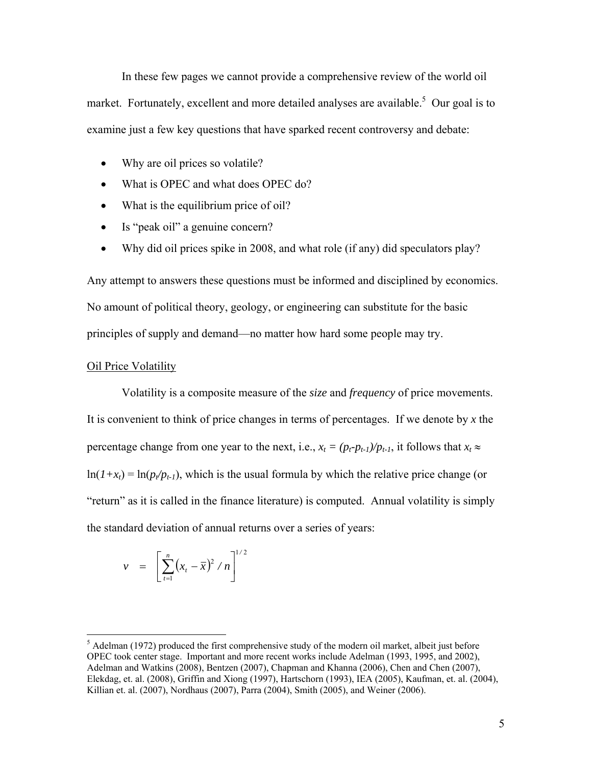In these few pages we cannot provide a comprehensive review of the world oil market. Fortunately, excellent and more detailed analyses are available.[5] Our goal is to examine just a few key questions that have sparked recent controversy and debate:

- Why are oil prices so volatile?
- What is OPEC and what does OPEC do?
- What is the equilibrium price of oil?
- Is "peak oil" a genuine concern?
- Why did oil prices spike in 2008, and what role (if any) did speculators play?

Any attempt to answers these questions must be informed and disciplined by economics. No amount of political theory, geology, or engineering can substitute for the basic principles of supply and demand—no matter how hard some people may try.

<u>Oil Price Volatility</u>

Volatility is a composite measure of the *size* and *frequency* of price movements. It is convenient to think of price changes in terms of percentages. If we denote by $x$ the percentage change from one year to the next, i.e., $x_t = (p_t - p_{t-1})/p_{t-1}$, it follows that $x_t \approx \ln(1+x_t) = \ln(p_t/p_{t-1})$, which is the usual formula by which the relative price change (or "return" as it is called in the finance literature) is computed. Annual volatility is simply the standard deviation of annual returns over a series of years:

$$v = \left[ \sum_{t=1}^{n} \left( x_t - \bar{x} \right)^2 / n \right]^{1/2}$$

[5] Adelman (1972) produced the first comprehensive study of the modern oil market, albeit just before OPEC took center stage. Important and more recent works include Adelman (1993, 1995, and 2002), Adelman and Watkins (2008), Bentzen (2007), Chapman and Khanna (2006), Chen and Chen (2007), Elekdag, et. al. (2008), Griffin and Xiong (1997), Hartschorn (1993), IEA (2005), Kaufman, et. al. (2004), Killian et. al. (2007), Nordhaus (2007), Parra (2004), Smith (2005), and Weiner (2006).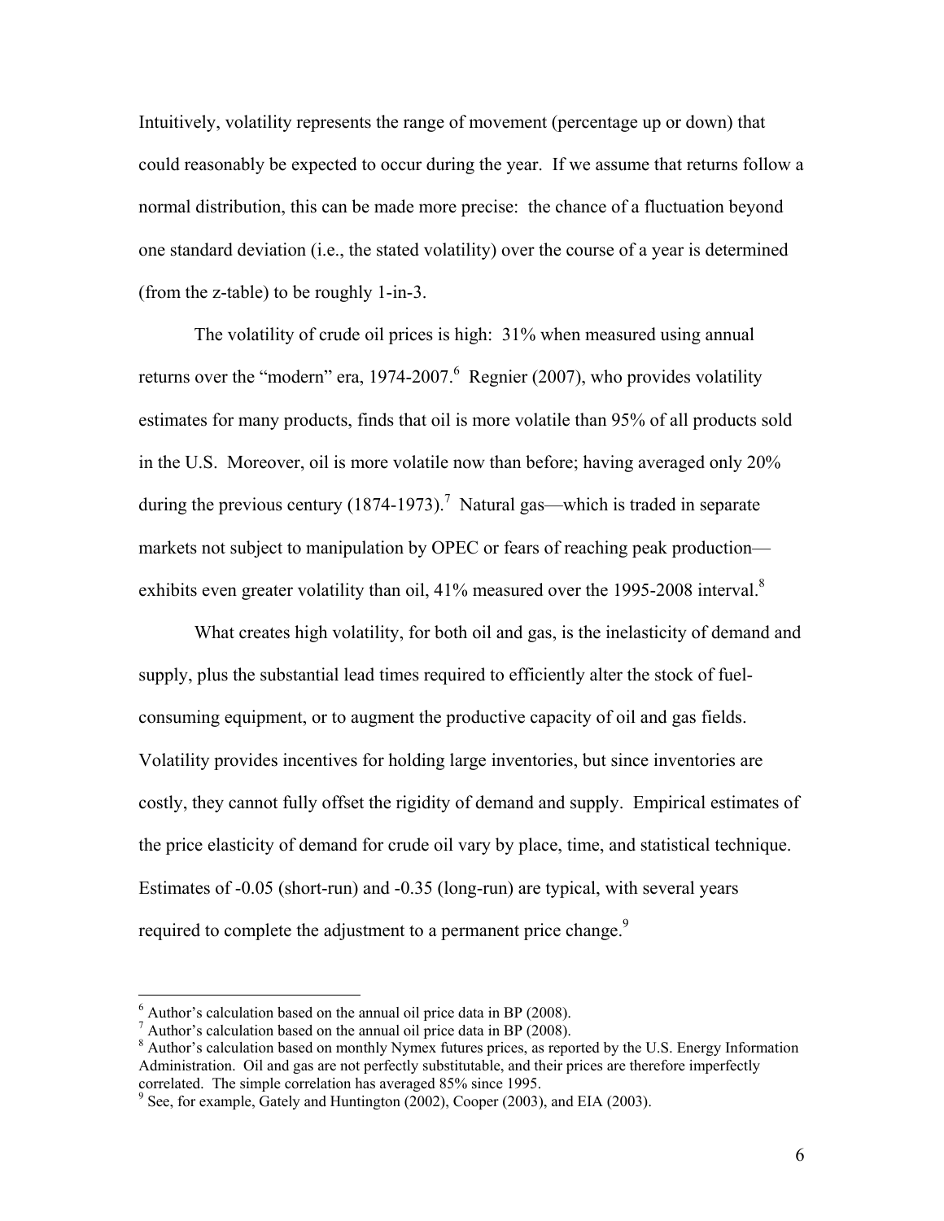Intuitively, volatility represents the range of movement (percentage up or down) that could reasonably be expected to occur during the year. If we assume that returns follow a normal distribution, this can be made more precise: the chance of a fluctuation beyond one standard deviation (i.e., the stated volatility) over the course of a year is determined (from the z-table) to be roughly 1-in-3.

The volatility of crude oil prices is high: 31% when measured using annual returns over the "modern" era, 1974-2007.[6] Regnier (2007), who provides volatility estimates for many products, finds that oil is more volatile than 95% of all products sold in the U.S. Moreover, oil is more volatile now than before; having averaged only 20% during the previous century (1874-1973).[7] Natural gas—which is traded in separate markets not subject to manipulation by OPEC or fears of reaching peak production—exhibits even greater volatility than oil, 41% measured over the 1995-2008 interval.[8]

What creates high volatility, for both oil and gas, is the inelasticity of demand and supply, plus the substantial lead times required to efficiently alter the stock of fuel-consuming equipment, or to augment the productive capacity of oil and gas fields. Volatility provides incentives for holding large inventories, but since inventories are costly, they cannot fully offset the rigidity of demand and supply. Empirical estimates of the price elasticity of demand for crude oil vary by place, time, and statistical technique. Estimates of -0.05 (short-run) and -0.35 (long-run) are typical, with several years required to complete the adjustment to a permanent price change.[9]

---

[6] Author's calculation based on the annual oil price data in BP (2008).

[7] Author's calculation based on the annual oil price data in BP (2008).

[8] Author's calculation based on monthly Nymex futures prices, as reported by the U.S. Energy Information Administration. Oil and gas are not perfectly substitutable, and their prices are therefore imperfectly correlated. The simple correlation has averaged 85% since 1995.

[9] See, for example, Gately and Huntington (2002), Cooper (2003), and EIA (2003).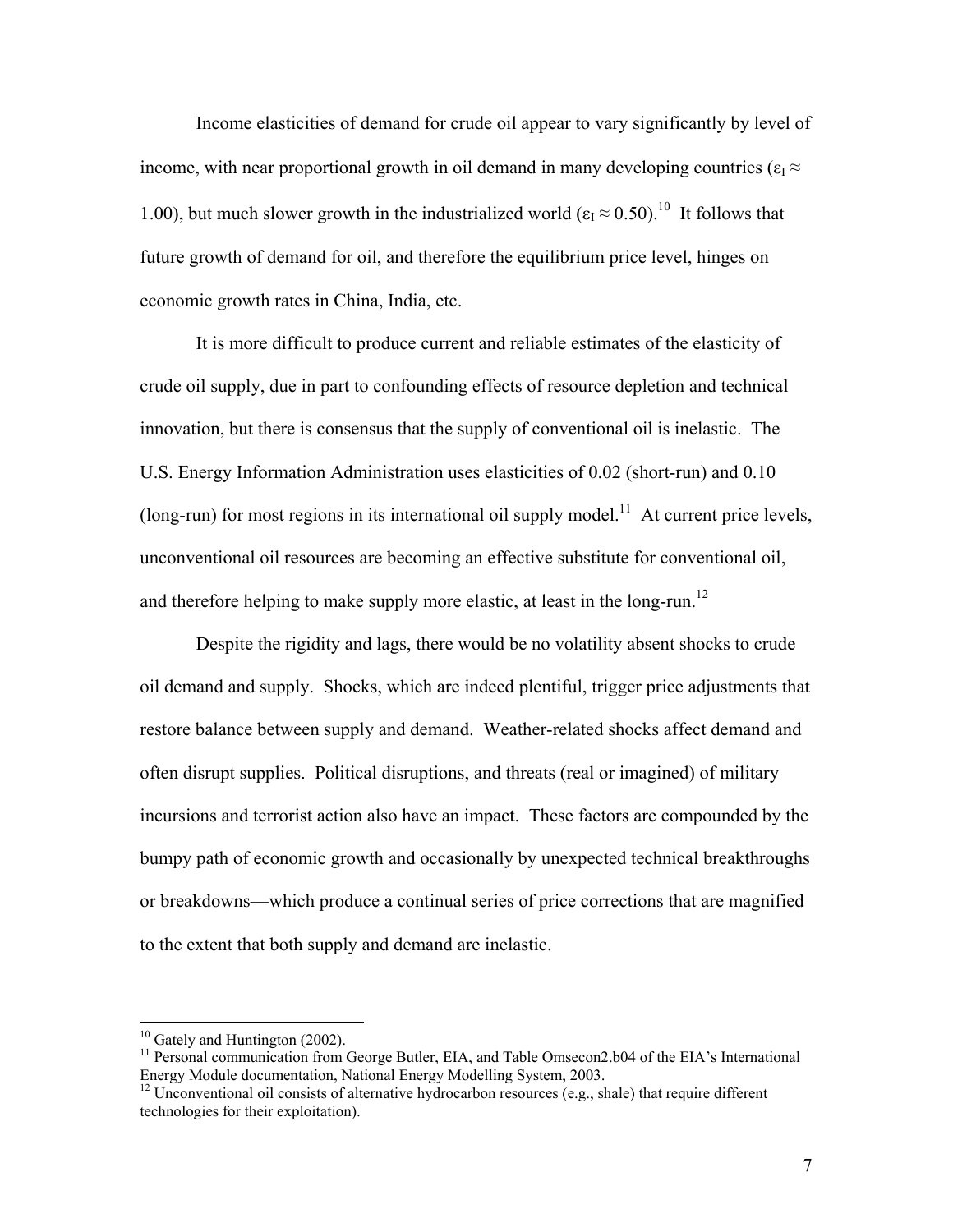Income elasticities of demand for crude oil appear to vary significantly by level of income, with near proportional growth in oil demand in many developing countries ($\varepsilon_I \approx 1.00$), but much slower growth in the industrialized world ($\varepsilon_I \approx 0.50$).[10] It follows that future growth of demand for oil, and therefore the equilibrium price level, hinges on economic growth rates in China, India, etc.

It is more difficult to produce current and reliable estimates of the elasticity of crude oil supply, due in part to confounding effects of resource depletion and technical innovation, but there is consensus that the supply of conventional oil is inelastic. The U.S. Energy Information Administration uses elasticities of 0.02 (short-run) and 0.10 (long-run) for most regions in its international oil supply model.[11] At current price levels, unconventional oil resources are becoming an effective substitute for conventional oil, and therefore helping to make supply more elastic, at least in the long-run.[12]

Despite the rigidity and lags, there would be no volatility absent shocks to crude oil demand and supply. Shocks, which are indeed plentiful, trigger price adjustments that restore balance between supply and demand. Weather-related shocks affect demand and often disrupt supplies. Political disruptions, and threats (real or imagined) of military incursions and terrorist action also have an impact. These factors are compounded by the bumpy path of economic growth and occasionally by unexpected technical breakthroughs or breakdowns—which produce a continual series of price corrections that are magnified to the extent that both supply and demand are inelastic.

---

[10] Gately and Huntington (2002).

[11] Personal communication from George Butler, EIA, and Table Omsecon2.b04 of the EIA's International Energy Module documentation, National Energy Modelling System, 2003.

[12] Unconventional oil consists of alternative hydrocarbon resources (e.g., shale) that require different technologies for their exploitation).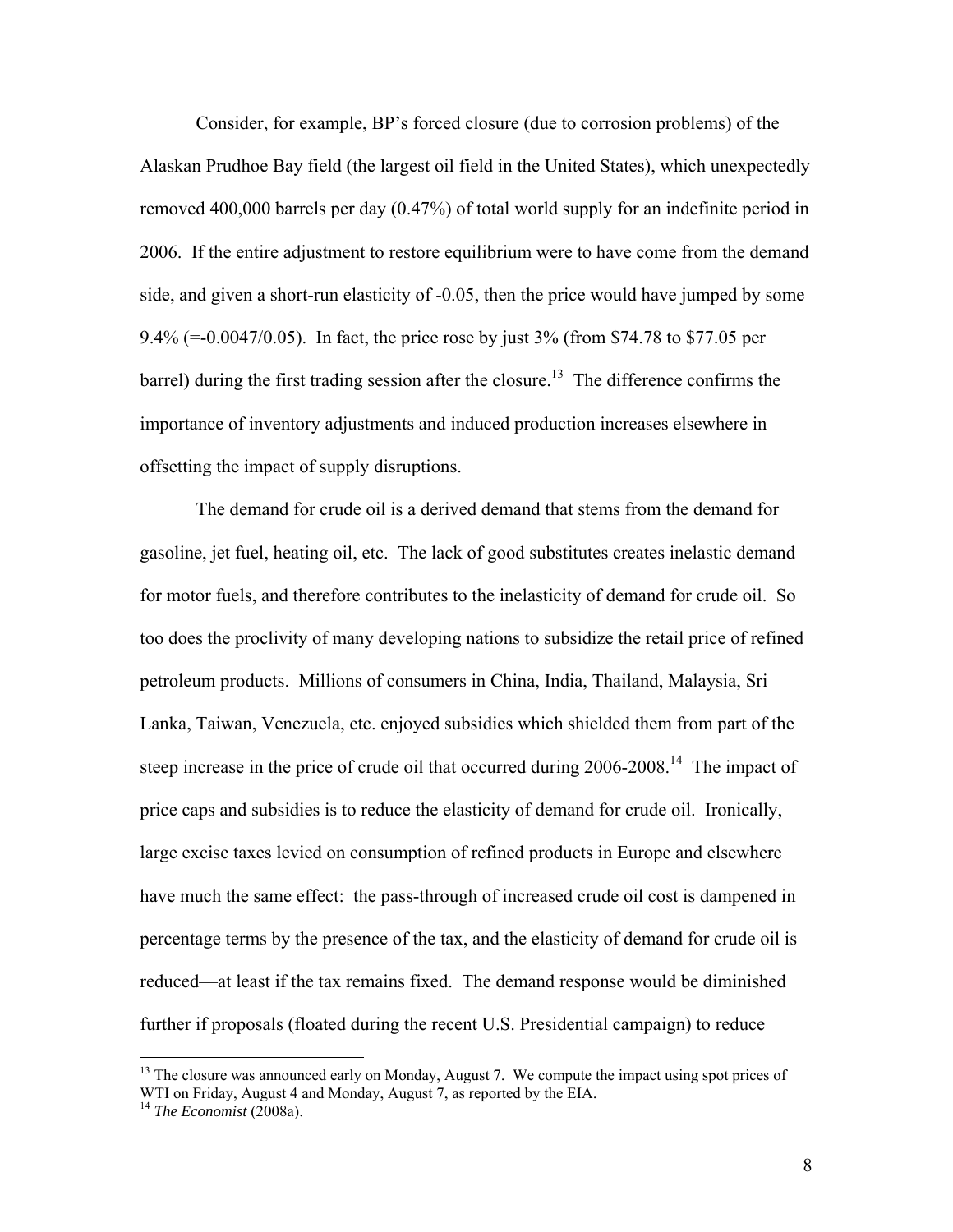Consider, for example, BP's forced closure (due to corrosion problems) of the Alaskan Prudhoe Bay field (the largest oil field in the United States), which unexpectedly removed 400,000 barrels per day (0.47%) of total world supply for an indefinite period in 2006. If the entire adjustment to restore equilibrium were to have come from the demand side, and given a short-run elasticity of -0.05, then the price would have jumped by some 9.4% (=-0.0047/0.05). In fact, the price rose by just 3% (from $74.78 to $77.05 per barrel) during the first trading session after the closure.[13] The difference confirms the importance of inventory adjustments and induced production increases elsewhere in offsetting the impact of supply disruptions.

The demand for crude oil is a derived demand that stems from the demand for gasoline, jet fuel, heating oil, etc. The lack of good substitutes creates inelastic demand for motor fuels, and therefore contributes to the inelasticity of demand for crude oil. So too does the proclivity of many developing nations to subsidize the retail price of refined petroleum products. Millions of consumers in China, India, Thailand, Malaysia, Sri Lanka, Taiwan, Venezuela, etc. enjoyed subsidies which shielded them from part of the steep increase in the price of crude oil that occurred during 2006-2008.[14] The impact of price caps and subsidies is to reduce the elasticity of demand for crude oil. Ironically, large excise taxes levied on consumption of refined products in Europe and elsewhere have much the same effect: the pass-through of increased crude oil cost is dampened in percentage terms by the presence of the tax, and the elasticity of demand for crude oil is reduced—at least if the tax remains fixed. The demand response would be diminished further if proposals (floated during the recent U.S. Presidential campaign) to reduce

---

[13] The closure was announced early on Monday, August 7. We compute the impact using spot prices of WTI on Friday, August 4 and Monday, August 7, as reported by the EIA.

[14] *The Economist* (2008a).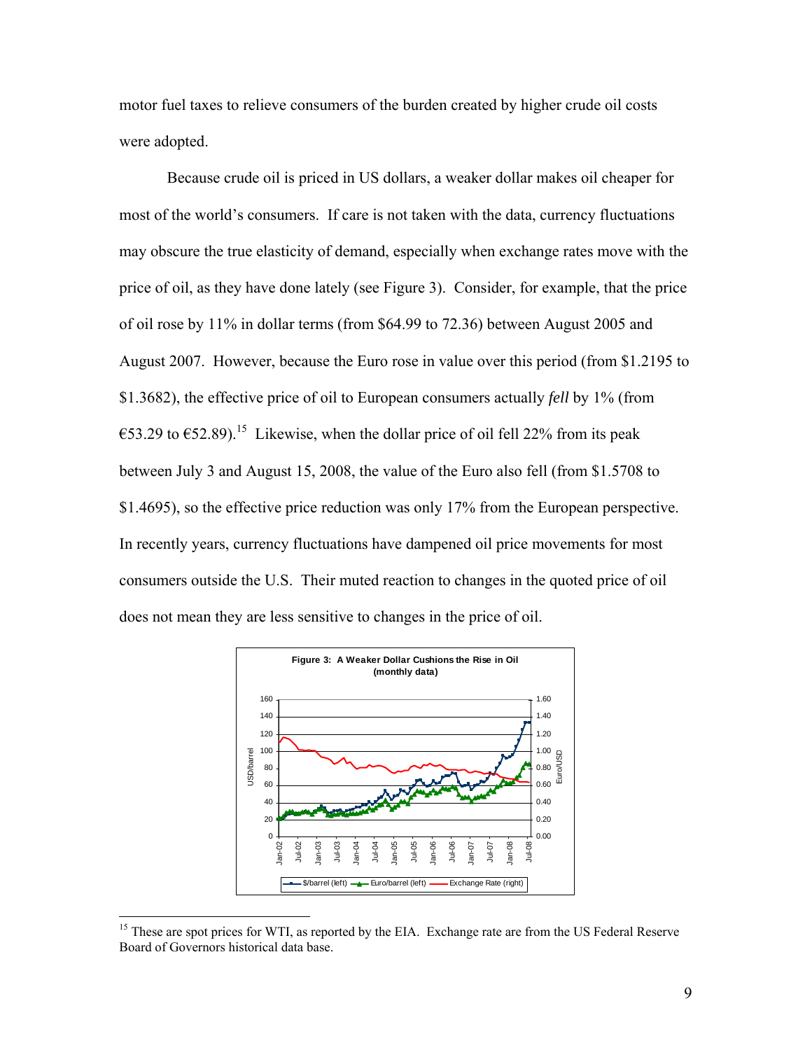motor fuel taxes to relieve consumers of the burden created by higher crude oil costs were adopted.

Because crude oil is priced in US dollars, a weaker dollar makes oil cheaper for most of the world's consumers. If care is not taken with the data, currency fluctuations may obscure the true elasticity of demand, especially when exchange rates move with the price of oil, as they have done lately (see Figure 3). Consider, for example, that the price of oil rose by 11% in dollar terms (from $64.99 to 72.36) between August 2005 and August 2007. However, because the Euro rose in value over this period (from $1.2195 to $1.3682), the effective price of oil to European consumers actually *fell* by 1% (from €53.29 to €52.89).[15] Likewise, when the dollar price of oil fell 22% from its peak between July 3 and August 15, 2008, the value of the Euro also fell (from $1.5708 to $1.4695), so the effective price reduction was only 17% from the European perspective. In recently years, currency fluctuations have dampened oil price movements for most consumers outside the U.S. Their muted reaction to changes in the quoted price of oil does not mean they are less sensitive to changes in the price of oil.

**Figure 3: A Weaker Dollar Cushions the Rise in Oil (monthly data)**

[15] These are spot prices for WTI, as reported by the EIA. Exchange rate are from the US Federal Reserve Board of Governors historical data base.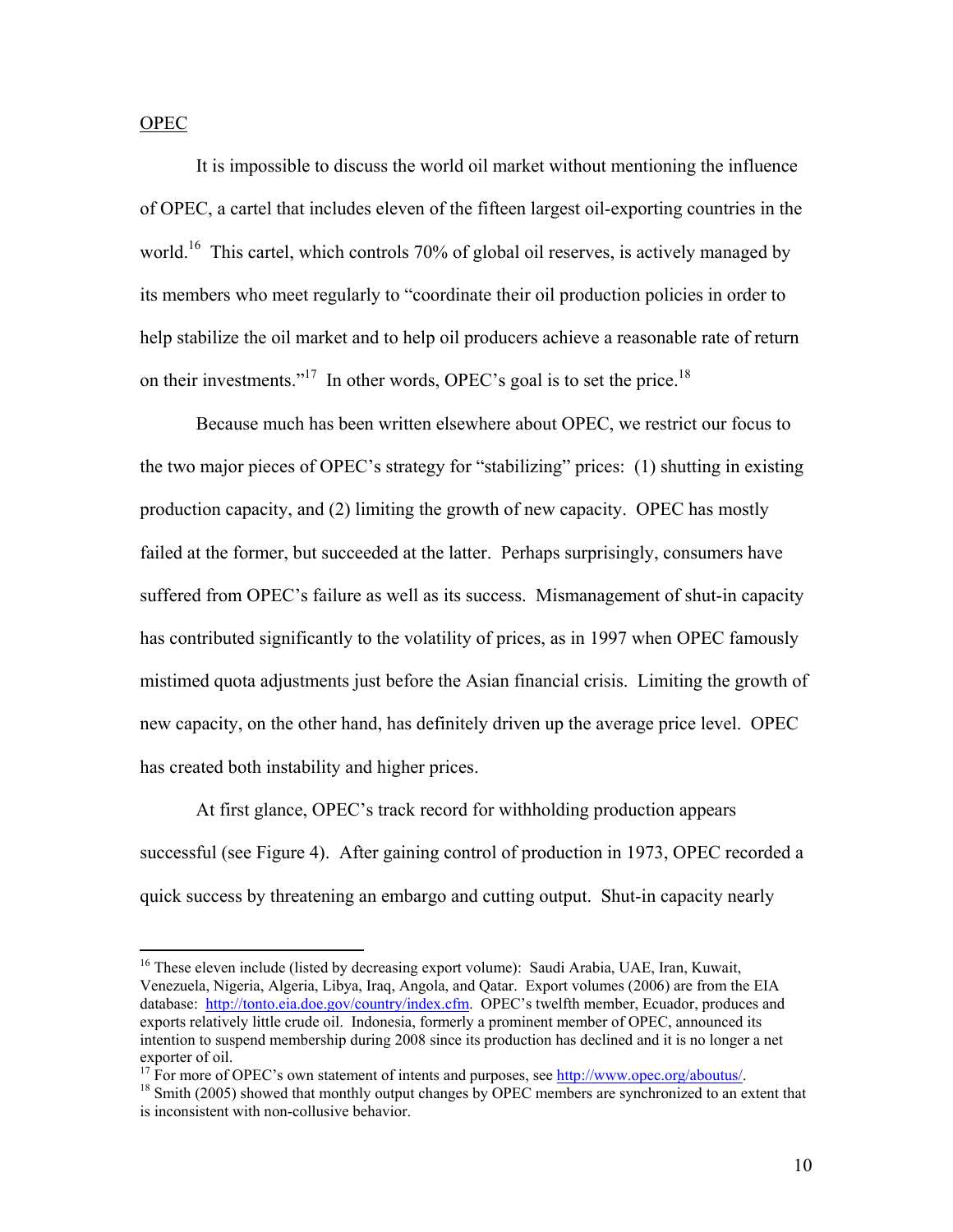<u>OPEC</u>

It is impossible to discuss the world oil market without mentioning the influence of OPEC, a cartel that includes eleven of the fifteen largest oil-exporting countries in the world.[16] This cartel, which controls 70% of global oil reserves, is actively managed by its members who meet regularly to "coordinate their oil production policies in order to help stabilize the oil market and to help oil producers achieve a reasonable rate of return on their investments."[17] In other words, OPEC's goal is to set the price.[18]

Because much has been written elsewhere about OPEC, we restrict our focus to the two major pieces of OPEC's strategy for "stabilizing" prices: (1) shutting in existing production capacity, and (2) limiting the growth of new capacity. OPEC has mostly failed at the former, but succeeded at the latter. Perhaps surprisingly, consumers have suffered from OPEC's failure as well as its success. Mismanagement of shut-in capacity has contributed significantly to the volatility of prices, as in 1997 when OPEC famously mistimed quota adjustments just before the Asian financial crisis. Limiting the growth of new capacity, on the other hand, has definitely driven up the average price level. OPEC has created both instability and higher prices.

At first glance, OPEC's track record for withholding production appears successful (see Figure 4). After gaining control of production in 1973, OPEC recorded a quick success by threatening an embargo and cutting output. Shut-in capacity nearly

---

[16] These eleven include (listed by decreasing export volume): Saudi Arabia, UAE, Iran, Kuwait, Venezuela, Nigeria, Algeria, Libya, Iraq, Angola, and Qatar. Export volumes (2006) are from the EIA database: http://tonto.eia.doe.gov/country/index.cfm. OPEC's twelfth member, Ecuador, produces and exports relatively little crude oil. Indonesia, formerly a prominent member of OPEC, announced its intention to suspend membership during 2008 since its production has declined and it is no longer a net exporter of oil.

[17] For more of OPEC's own statement of intents and purposes, see http://www.opec.org/aboutus/.

[18] Smith (2005) showed that monthly output changes by OPEC members are synchronized to an extent that is inconsistent with non-collusive behavior.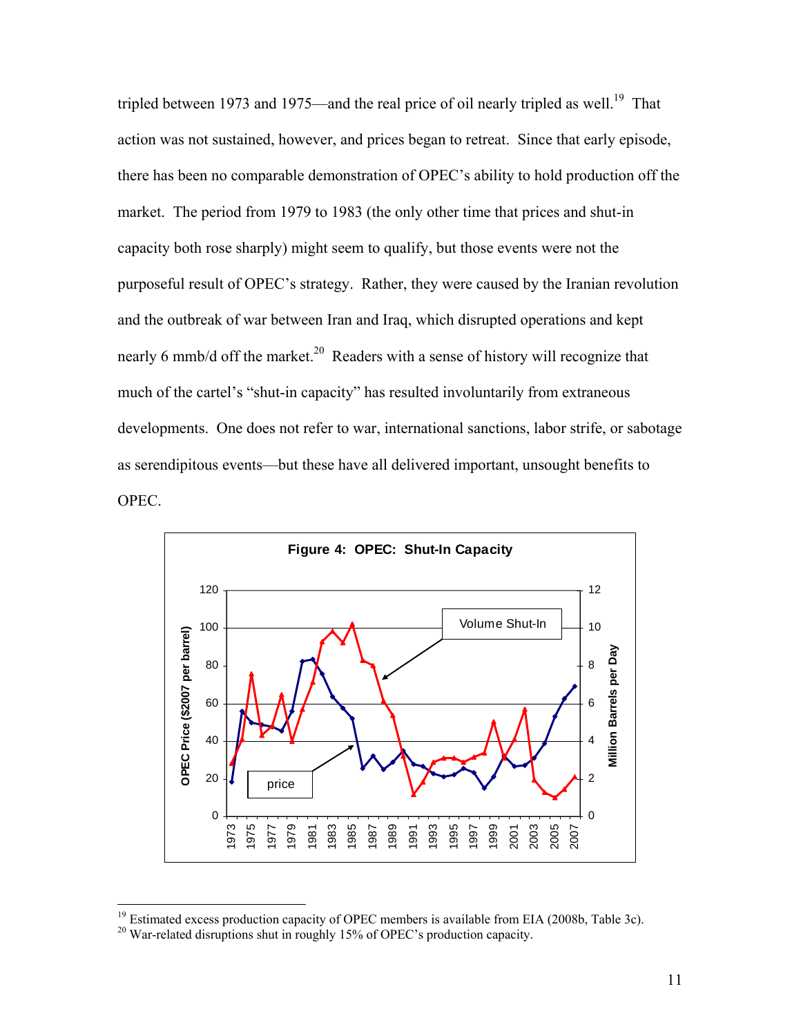tripled between 1973 and 1975—and the real price of oil nearly tripled as well.[19] That action was not sustained, however, and prices began to retreat. Since that early episode, there has been no comparable demonstration of OPEC's ability to hold production off the market. The period from 1979 to 1983 (the only other time that prices and shut-in capacity both rose sharply) might seem to qualify, but those events were not the purposeful result of OPEC's strategy. Rather, they were caused by the Iranian revolution and the outbreak of war between Iran and Iraq, which disrupted operations and kept nearly 6 mmb/d off the market.[20] Readers with a sense of history will recognize that much of the cartel's "shut-in capacity" has resulted involuntarily from extraneous developments. One does not refer to war, international sanctions, labor strife, or sabotage as serendipitous events—but these have all delivered important, unsought benefits to OPEC.

**Figure 4: OPEC: Shut-In Capacity**

[19] Estimated excess production capacity of OPEC members is available from EIA (2008b, Table 3c).

[20] War-related disruptions shut in roughly 15% of OPEC's production capacity.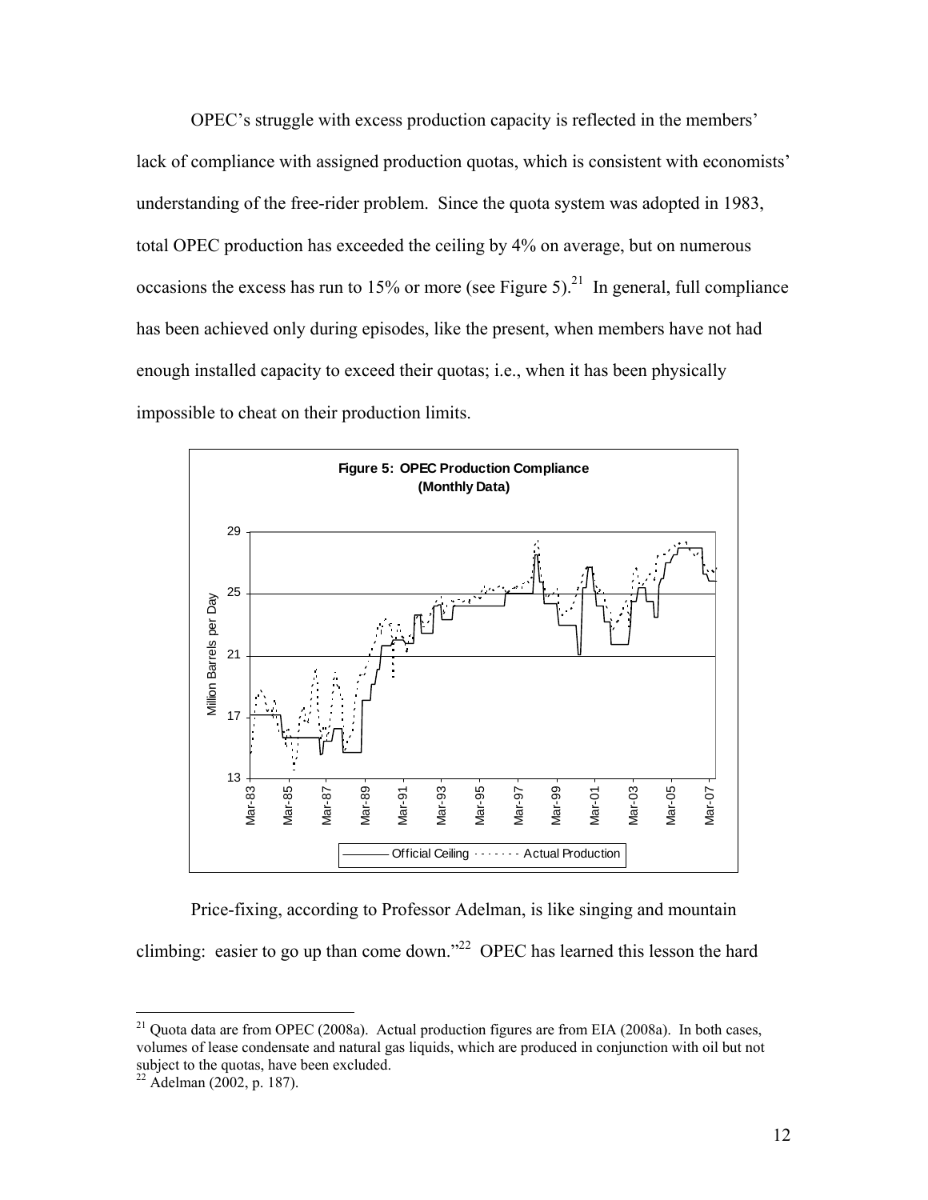OPEC's struggle with excess production capacity is reflected in the members' lack of compliance with assigned production quotas, which is consistent with economists' understanding of the free-rider problem. Since the quota system was adopted in 1983, total OPEC production has exceeded the ceiling by 4% on average, but on numerous occasions the excess has run to 15% or more (see Figure 5).[21] In general, full compliance has been achieved only during episodes, like the present, when members have not had enough installed capacity to exceed their quotas; i.e., when it has been physically impossible to cheat on their production limits.

**Figure 5: OPEC Production Compliance (Monthly Data)**

Price-fixing, according to Professor Adelman, is like singing and mountain climbing: easier to go up than come down."[22] OPEC has learned this lesson the hard

---

[21] Quota data are from OPEC (2008a). Actual production figures are from EIA (2008a). In both cases, volumes of lease condensate and natural gas liquids, which are produced in conjunction with oil but not subject to the quotas, have been excluded.

[22] Adelman (2002, p. 187).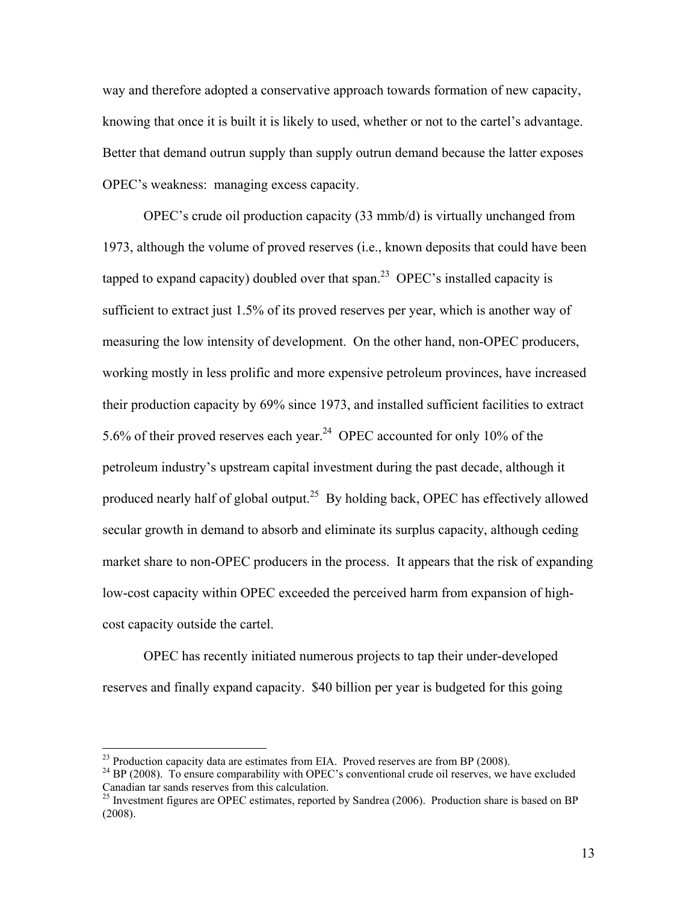way and therefore adopted a conservative approach towards formation of new capacity, knowing that once it is built it is likely to used, whether or not to the cartel's advantage. Better that demand outrun supply than supply outrun demand because the latter exposes OPEC's weakness: managing excess capacity.

OPEC's crude oil production capacity (33 mmb/d) is virtually unchanged from 1973, although the volume of proved reserves (i.e., known deposits that could have been tapped to expand capacity) doubled over that span.[23] OPEC's installed capacity is sufficient to extract just 1.5% of its proved reserves per year, which is another way of measuring the low intensity of development. On the other hand, non-OPEC producers, working mostly in less prolific and more expensive petroleum provinces, have increased their production capacity by 69% since 1973, and installed sufficient facilities to extract 5.6% of their proved reserves each year.[24] OPEC accounted for only 10% of the petroleum industry's upstream capital investment during the past decade, although it produced nearly half of global output.[25] By holding back, OPEC has effectively allowed secular growth in demand to absorb and eliminate its surplus capacity, although ceding market share to non-OPEC producers in the process. It appears that the risk of expanding low-cost capacity within OPEC exceeded the perceived harm from expansion of high-cost capacity outside the cartel.

OPEC has recently initiated numerous projects to tap their under-developed reserves and finally expand capacity. $40 billion per year is budgeted for this going

---

[23] Production capacity data are estimates from EIA. Proved reserves are from BP (2008).

[24] BP (2008). To ensure comparability with OPEC's conventional crude oil reserves, we have excluded Canadian tar sands reserves from this calculation.

[25] Investment figures are OPEC estimates, reported by Sandrea (2006). Production share is based on BP (2008).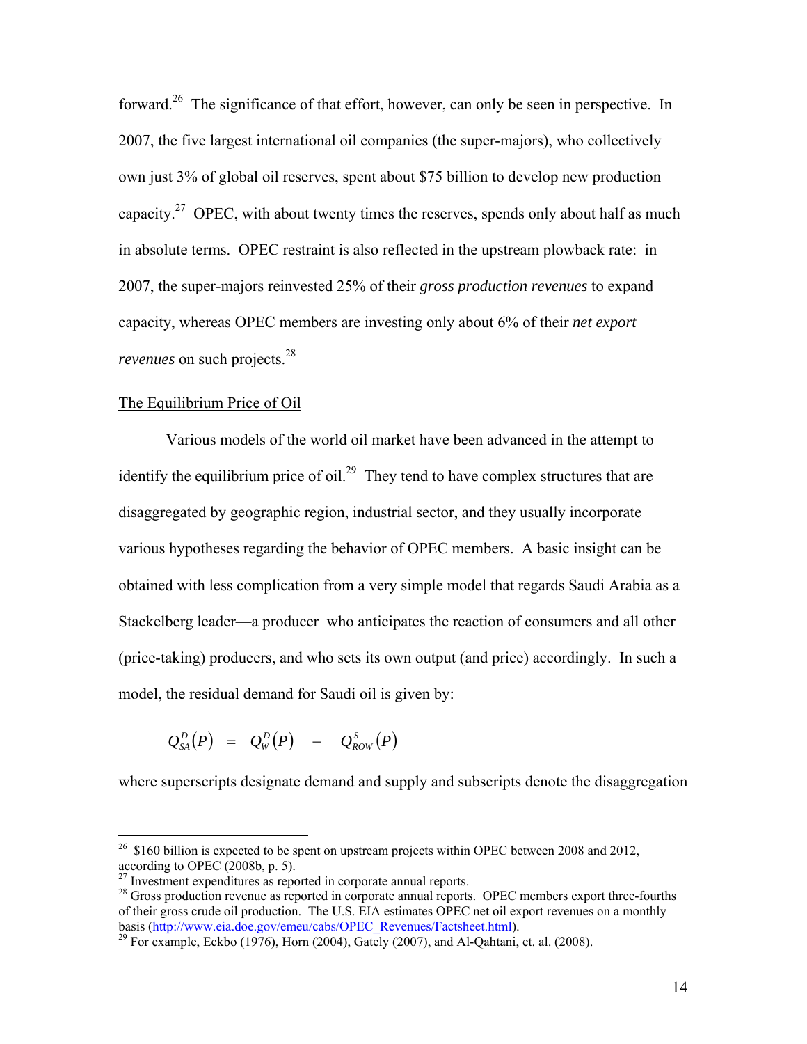forward.[26] The significance of that effort, however, can only be seen in perspective. In 2007, the five largest international oil companies (the super-majors), who collectively own just 3% of global oil reserves, spent about $75 billion to develop new production capacity.[27] OPEC, with about twenty times the reserves, spends only about half as much in absolute terms. OPEC restraint is also reflected in the upstream plowback rate: in 2007, the super-majors reinvested 25% of their *gross production revenues* to expand capacity, whereas OPEC members are investing only about 6% of their *net export revenues* on such projects.[28]

## The Equilibrium Price of Oil

Various models of the world oil market have been advanced in the attempt to identify the equilibrium price of oil.[29] They tend to have complex structures that are disaggregated by geographic region, industrial sector, and they usually incorporate various hypotheses regarding the behavior of OPEC members. A basic insight can be obtained with less complication from a very simple model that regards Saudi Arabia as a Stackelberg leader—a producer who anticipates the reaction of consumers and all other (price-taking) producers, and who sets its own output (and price) accordingly. In such a model, the residual demand for Saudi oil is given by:

$$Q_{SA}^{D}(P) = Q_{W}^{D}(P) - Q_{ROW}^{S}(P)$$

where superscripts designate demand and supply and subscripts denote the disaggregation

---

[26] $160 billion is expected to be spent on upstream projects within OPEC between 2008 and 2012, according to OPEC (2008b, p. 5).

[27] Investment expenditures as reported in corporate annual reports.

[28] Gross production revenue as reported in corporate annual reports. OPEC members export three-fourths of their gross crude oil production. The U.S. EIA estimates OPEC net oil export revenues on a monthly basis (http://www.eia.doe.gov/emeu/cabs/OPEC_Revenues/Factsheet.html).

[29] For example, Eckbo (1976), Horn (2004), Gately (2007), and Al-Qahtani, et. al. (2008).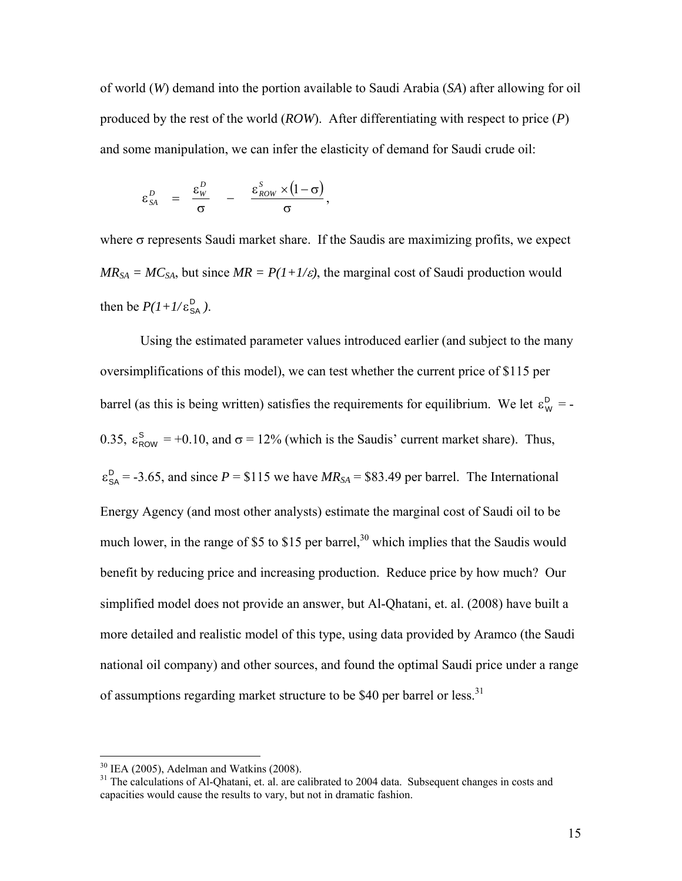of world (*W*) demand into the portion available to Saudi Arabia (*SA*) after allowing for oil produced by the rest of the world (*ROW*). After differentiating with respect to price (*P*) and some manipulation, we can infer the elasticity of demand for Saudi crude oil:

$$\varepsilon_{SA}^{D} = \frac{\varepsilon_{W}^{D}}{\sigma} - \frac{\varepsilon_{ROW}^{S} \times (1-\sigma)}{\sigma},$$

where σ represents Saudi market share. If the Saudis are maximizing profits, we expect $MR_{SA} = MC_{SA}$, but since $MR = P(1+1/\varepsilon)$, the marginal cost of Saudi production would then be $P(1+1/\varepsilon_{SA}^{D})$.

Using the estimated parameter values introduced earlier (and subject to the many oversimplifications of this model), we can test whether the current price of \$115 per barrel (as this is being written) satisfies the requirements for equilibrium. We let $\varepsilon_{W}^{D} = -0.35$, $\varepsilon_{ROW}^{S} = +0.10$, and $\sigma = 12\%$ (which is the Saudis' current market share). Thus, $\varepsilon_{SA}^{D} = -3.65$, and since $P = \$115$ we have $MR_{SA} = \$83.49$ per barrel. The International Energy Agency (and most other analysts) estimate the marginal cost of Saudi oil to be much lower, in the range of \$5 to \$15 per barrel,[30] which implies that the Saudis would benefit by reducing price and increasing production. Reduce price by how much? Our simplified model does not provide an answer, but Al-Qhatani, et. al. (2008) have built a more detailed and realistic model of this type, using data provided by Aramco (the Saudi national oil company) and other sources, and found the optimal Saudi price under a range of assumptions regarding market structure to be \$40 per barrel or less.[31]

---

[30] IEA (2005), Adelman and Watkins (2008).

[31] The calculations of Al-Qhatani, et. al. are calibrated to 2004 data. Subsequent changes in costs and capacities would cause the results to vary, but not in dramatic fashion.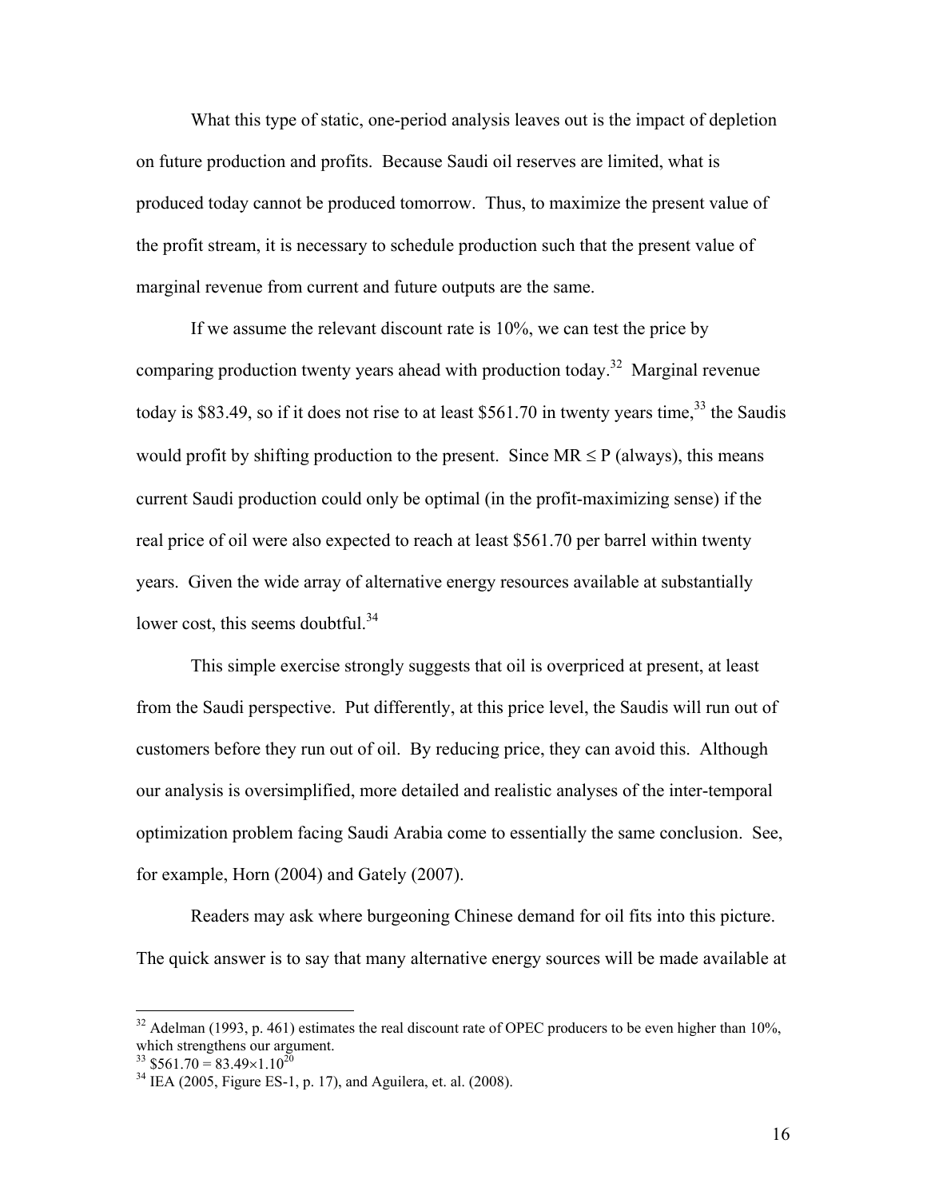What this type of static, one-period analysis leaves out is the impact of depletion on future production and profits. Because Saudi oil reserves are limited, what is produced today cannot be produced tomorrow. Thus, to maximize the present value of the profit stream, it is necessary to schedule production such that the present value of marginal revenue from current and future outputs are the same.

If we assume the relevant discount rate is 10%, we can test the price by comparing production twenty years ahead with production today.[32] Marginal revenue today is \$83.49, so if it does not rise to at least \$561.70 in twenty years time,[33] the Saudis would profit by shifting production to the present. Since $MR \leq P$ (always), this means current Saudi production could only be optimal (in the profit-maximizing sense) if the real price of oil were also expected to reach at least \$561.70 per barrel within twenty years. Given the wide array of alternative energy resources available at substantially lower cost, this seems doubtful.[34]

This simple exercise strongly suggests that oil is overpriced at present, at least from the Saudi perspective. Put differently, at this price level, the Saudis will run out of customers before they run out of oil. By reducing price, they can avoid this. Although our analysis is oversimplified, more detailed and realistic analyses of the inter-temporal optimization problem facing Saudi Arabia come to essentially the same conclusion. See, for example, Horn (2004) and Gately (2007).

Readers may ask where burgeoning Chinese demand for oil fits into this picture. The quick answer is to say that many alternative energy sources will be made available at

---

[32] Adelman (1993, p. 461) estimates the real discount rate of OPEC producers to be even higher than 10%, which strengthens our argument.

[33] $\$561.70 = 83.49 \times 1.10^{20}$

[34] IEA (2005, Figure ES-1, p. 17), and Aguilera, et. al. (2008).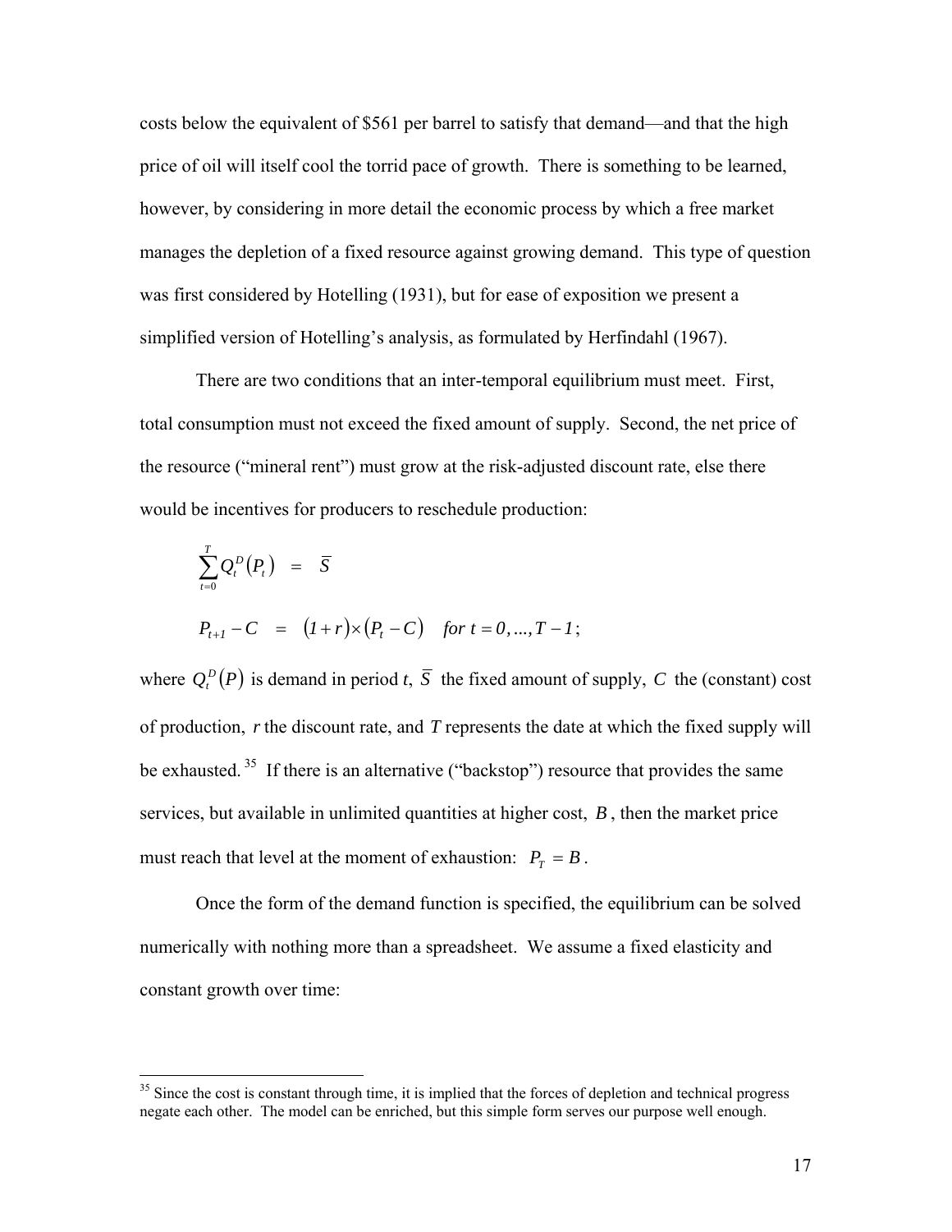costs below the equivalent of \$561 per barrel to satisfy that demand—and that the high price of oil will itself cool the torrid pace of growth. There is something to be learned, however, by considering in more detail the economic process by which a free market manages the depletion of a fixed resource against growing demand. This type of question was first considered by Hotelling (1931), but for ease of exposition we present a simplified version of Hotelling's analysis, as formulated by Herfindahl (1967).

There are two conditions that an inter-temporal equilibrium must meet. First, total consumption must not exceed the fixed amount of supply. Second, the net price of the resource ("mineral rent") must grow at the risk-adjusted discount rate, else there would be incentives for producers to reschedule production:

$$\sum_{t=0}^{T} Q_t^D(P_t) = \bar{S}$$

$$P_{t+1} - C = (1+r)\times(P_t - C) \quad \textit{for } t = 0, \ldots, T-1;$$

where $Q_t^D(P)$ is demand in period *t*, $\bar{S}$ the fixed amount of supply, $C$ the (constant) cost of production, $r$ the discount rate, and $T$ represents the date at which the fixed supply will be exhausted.[35] If there is an alternative ("backstop") resource that provides the same services, but available in unlimited quantities at higher cost, $B$, then the market price must reach that level at the moment of exhaustion: $P_T = B$.

Once the form of the demand function is specified, the equilibrium can be solved numerically with nothing more than a spreadsheet. We assume a fixed elasticity and constant growth over time:

---

[35] Since the cost is constant through time, it is implied that the forces of depletion and technical progress negate each other. The model can be enriched, but this simple form serves our purpose well enough.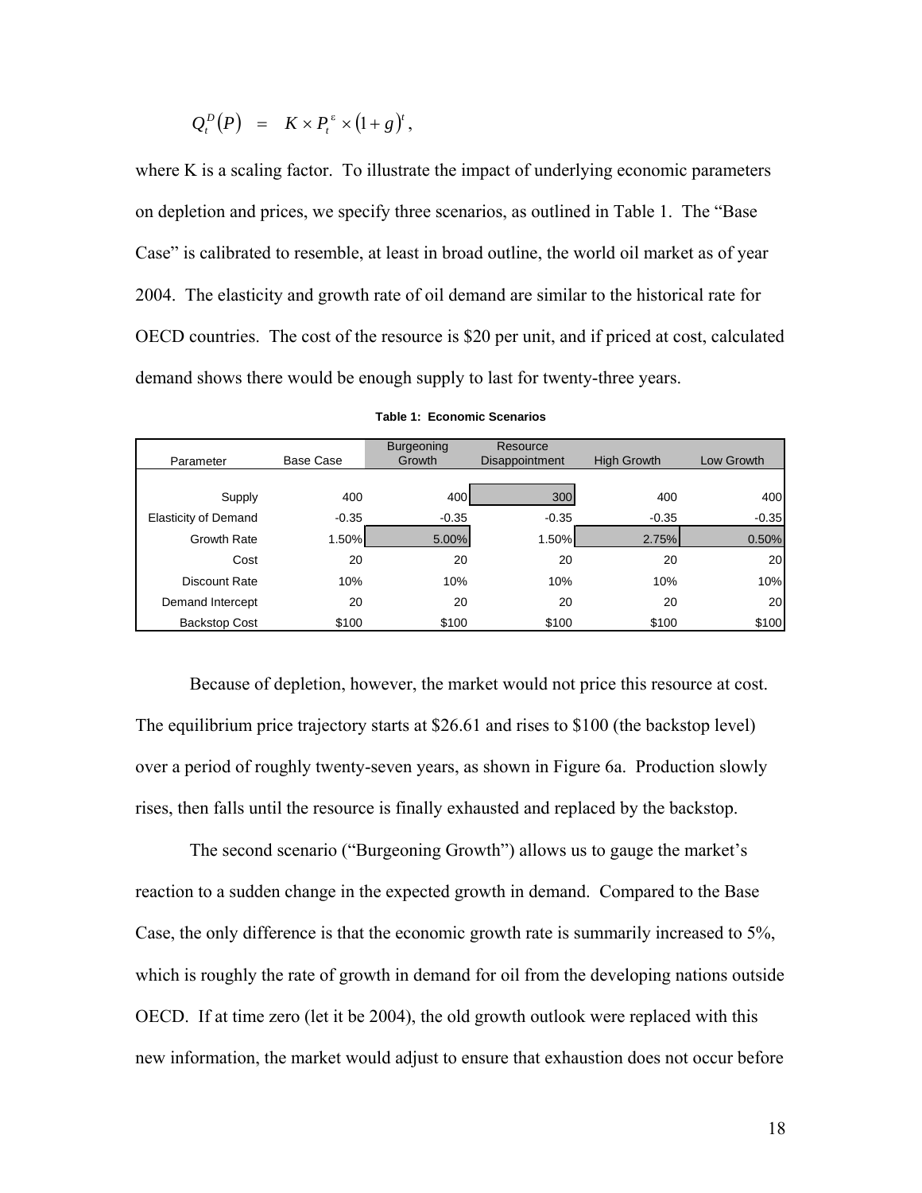$$Q_t^D(P) \quad = \quad K \times P_t^{\varepsilon} \times (1+g)^t,$$

where K is a scaling factor. To illustrate the impact of underlying economic parameters on depletion and prices, we specify three scenarios, as outlined in Table 1. The "Base Case" is calibrated to resemble, at least in broad outline, the world oil market as of year 2004. The elasticity and growth rate of oil demand are similar to the historical rate for OECD countries. The cost of the resource is \$20 per unit, and if priced at cost, calculated demand shows there would be enough supply to last for twenty-three years.

**Table 1: Economic Scenarios**

| Parameter | Base Case | Burgeoning Growth | Resource Disappointment | High Growth | Low Growth |
|---|---|---|---|---|---|
| Supply | 400 | 400 | 300 | 400 | 400 |
| Elasticity of Demand | -0.35 | -0.35 | -0.35 | -0.35 | -0.35 |
| Growth Rate | 1.50% | 5.00% | 1.50% | 2.75% | 0.50% |
| Cost | 20 | 20 | 20 | 20 | 20 |
| Discount Rate | 10% | 10% | 10% | 10% | 10% |
| Demand Intercept | 20 | 20 | 20 | 20 | 20 |
| Backstop Cost | \$100 | \$100 | \$100 | \$100 | \$100 |

Because of depletion, however, the market would not price this resource at cost. The equilibrium price trajectory starts at \$26.61 and rises to \$100 (the backstop level) over a period of roughly twenty-seven years, as shown in Figure 6a. Production slowly rises, then falls until the resource is finally exhausted and replaced by the backstop.

The second scenario ("Burgeoning Growth") allows us to gauge the market's reaction to a sudden change in the expected growth in demand. Compared to the Base Case, the only difference is that the economic growth rate is summarily increased to 5%, which is roughly the rate of growth in demand for oil from the developing nations outside OECD. If at time zero (let it be 2004), the old growth outlook were replaced with this new information, the market would adjust to ensure that exhaustion does not occur before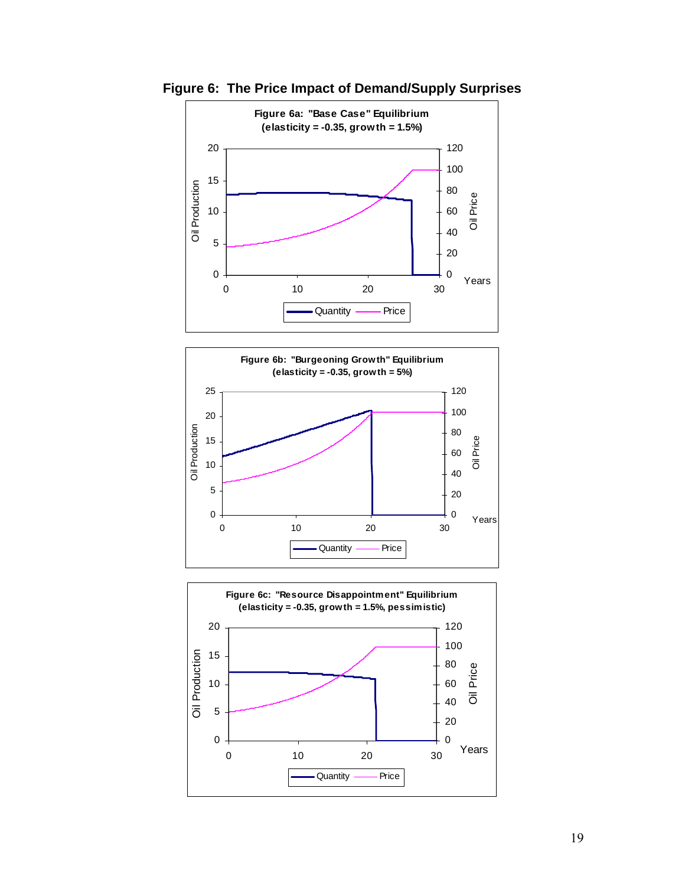**Figure 6: The Price Impact of Demand/Supply Surprises**

**Figure 6a: "Base Case" Equilibrium (elasticity = -0.35, growth = 1.5%)**

**Figure 6b: "Burgeoning Growth" Equilibrium (elasticity = -0.35, growth = 5%)**

**Figure 6c: "Resource Disappointment" Equilibrium (elasticity = -0.35, growth = 1.5%, pessimistic)**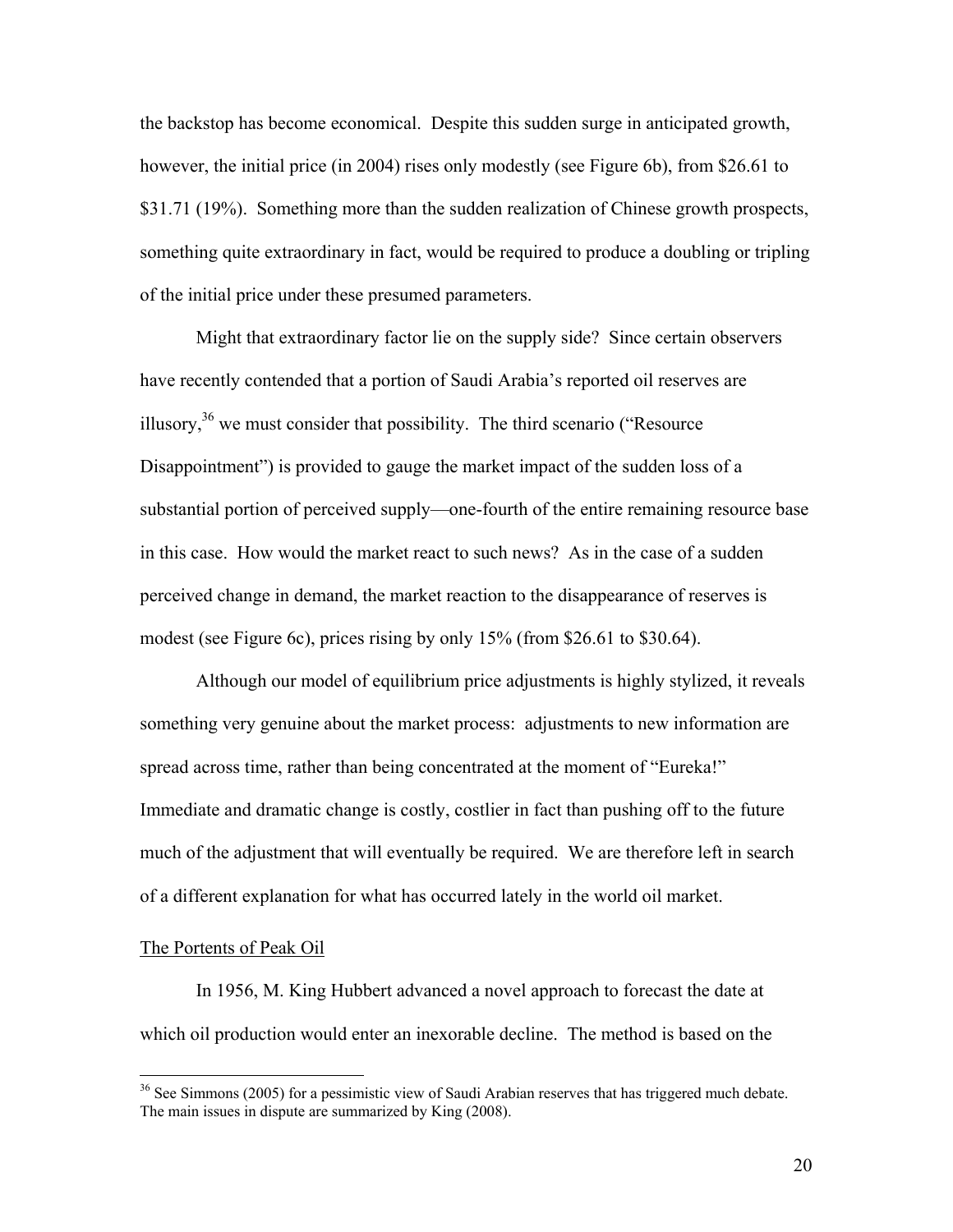the backstop has become economical. Despite this sudden surge in anticipated growth, however, the initial price (in 2004) rises only modestly (see Figure 6b), from $26.61 to $31.71 (19%). Something more than the sudden realization of Chinese growth prospects, something quite extraordinary in fact, would be required to produce a doubling or tripling of the initial price under these presumed parameters.

Might that extraordinary factor lie on the supply side? Since certain observers have recently contended that a portion of Saudi Arabia's reported oil reserves are illusory,[36] we must consider that possibility. The third scenario ("Resource Disappointment") is provided to gauge the market impact of the sudden loss of a substantial portion of perceived supply—one-fourth of the entire remaining resource base in this case. How would the market react to such news? As in the case of a sudden perceived change in demand, the market reaction to the disappearance of reserves is modest (see Figure 6c), prices rising by only 15% (from $26.61 to $30.64).

Although our model of equilibrium price adjustments is highly stylized, it reveals something very genuine about the market process: adjustments to new information are spread across time, rather than being concentrated at the moment of "Eureka!" Immediate and dramatic change is costly, costlier in fact than pushing off to the future much of the adjustment that will eventually be required. We are therefore left in search of a different explanation for what has occurred lately in the world oil market.

## The Portents of Peak Oil

In 1956, M. King Hubbert advanced a novel approach to forecast the date at which oil production would enter an inexorable decline. The method is based on the

---

[36] See Simmons (2005) for a pessimistic view of Saudi Arabian reserves that has triggered much debate. The main issues in dispute are summarized by King (2008).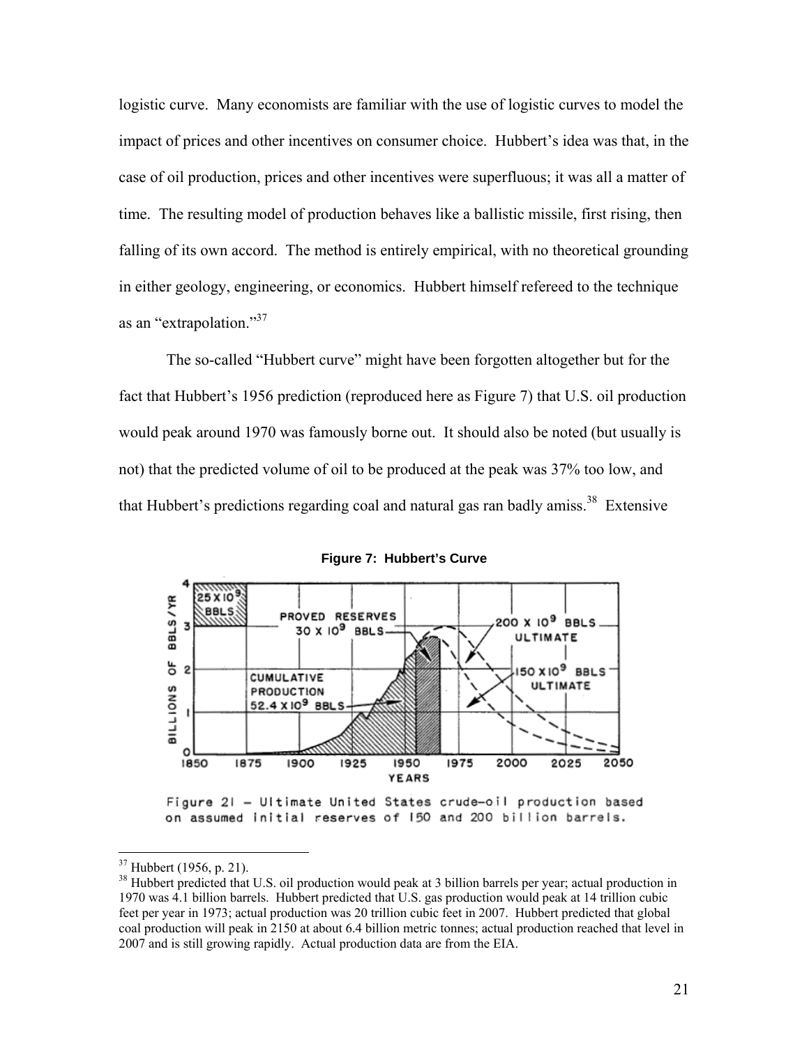logistic curve. Many economists are familiar with the use of logistic curves to model the impact of prices and other incentives on consumer choice. Hubbert's idea was that, in the case of oil production, prices and other incentives were superfluous; it was all a matter of time. The resulting model of production behaves like a ballistic missile, first rising, then falling of its own accord. The method is entirely empirical, with no theoretical grounding in either geology, engineering, or economics. Hubbert himself refereed to the technique as an "extrapolation."[37]

The so-called "Hubbert curve" might have been forgotten altogether but for the fact that Hubbert's 1956 prediction (reproduced here as Figure 7) that U.S. oil production would peak around 1970 was famously borne out. It should also be noted (but usually is not) that the predicted volume of oil to be produced at the peak was 37% too low, and that Hubbert's predictions regarding coal and natural gas ran badly amiss.[38] Extensive

**Figure 7: Hubbert's Curve**

Figure 21 – Ultimate United States crude-oil production based on assumed initial reserves of 150 and 200 billion barrels.

---

[37] Hubbert (1956, p. 21).

[38] Hubbert predicted that U.S. oil production would peak at 3 billion barrels per year; actual production in 1970 was 4.1 billion barrels. Hubbert predicted that U.S. gas production would peak at 14 trillion cubic feet per year in 1973; actual production was 20 trillion cubic feet in 2007. Hubbert predicted that global coal production will peak in 2150 at about 6.4 billion metric tonnes; actual production reached that level in 2007 and is still growing rapidly. Actual production data are from the EIA.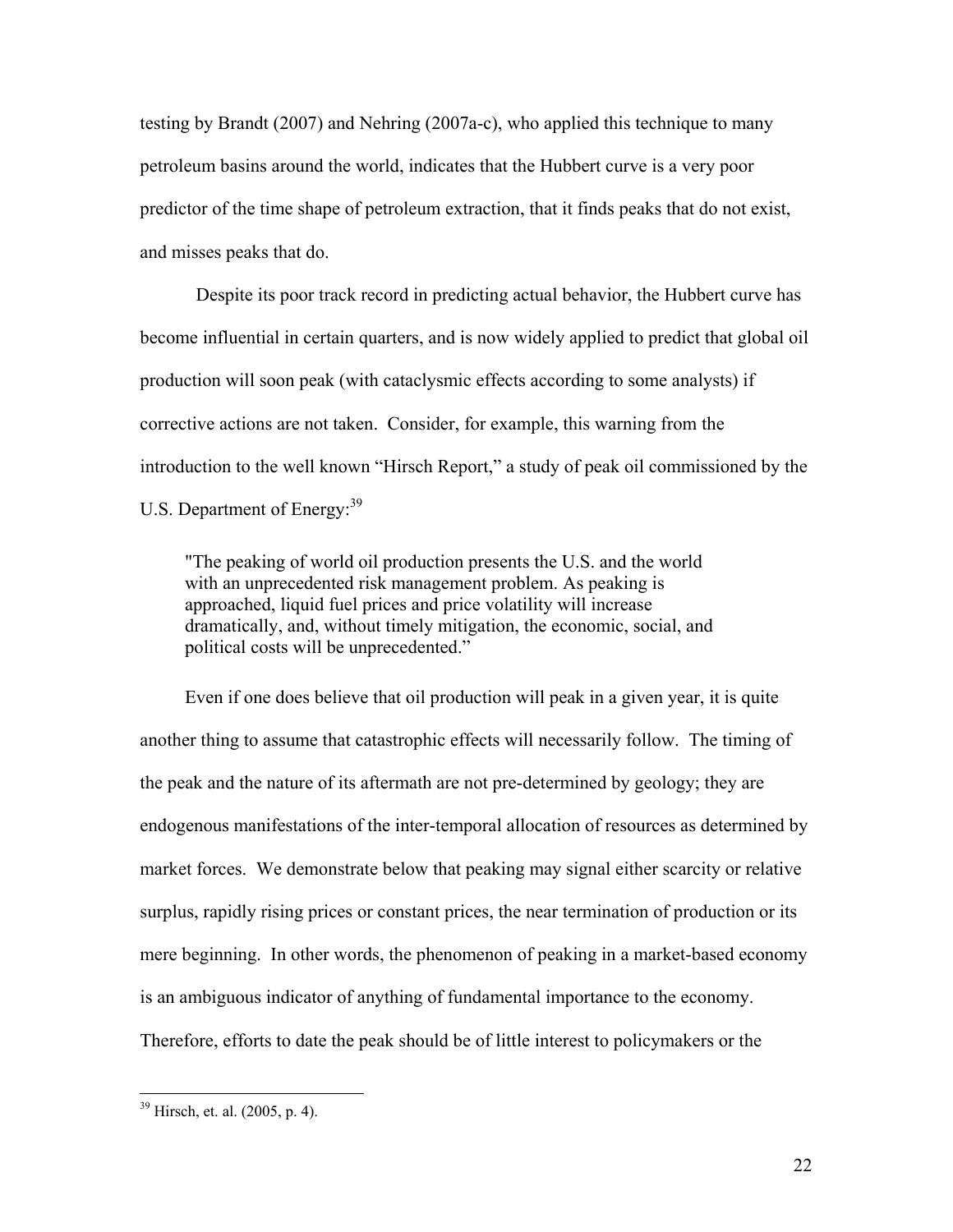testing by Brandt (2007) and Nehring (2007a-c), who applied this technique to many petroleum basins around the world, indicates that the Hubbert curve is a very poor predictor of the time shape of petroleum extraction, that it finds peaks that do not exist, and misses peaks that do.

Despite its poor track record in predicting actual behavior, the Hubbert curve has become influential in certain quarters, and is now widely applied to predict that global oil production will soon peak (with cataclysmic effects according to some analysts) if corrective actions are not taken. Consider, for example, this warning from the introduction to the well known "Hirsch Report," a study of peak oil commissioned by the U.S. Department of Energy:[39]

> "The peaking of world oil production presents the U.S. and the world with an unprecedented risk management problem. As peaking is approached, liquid fuel prices and price volatility will increase dramatically, and, without timely mitigation, the economic, social, and political costs will be unprecedented."

Even if one does believe that oil production will peak in a given year, it is quite another thing to assume that catastrophic effects will necessarily follow. The timing of the peak and the nature of its aftermath are not pre-determined by geology; they are endogenous manifestations of the inter-temporal allocation of resources as determined by market forces. We demonstrate below that peaking may signal either scarcity or relative surplus, rapidly rising prices or constant prices, the near termination of production or its mere beginning. In other words, the phenomenon of peaking in a market-based economy is an ambiguous indicator of anything of fundamental importance to the economy. Therefore, efforts to date the peak should be of little interest to policymakers or the

[39] Hirsch, et. al. (2005, p. 4).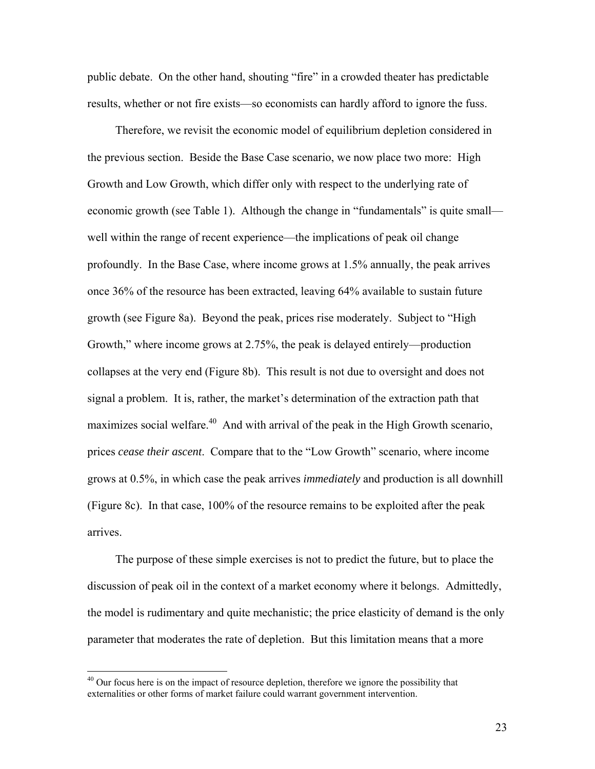public debate. On the other hand, shouting "fire" in a crowded theater has predictable results, whether or not fire exists—so economists can hardly afford to ignore the fuss.

Therefore, we revisit the economic model of equilibrium depletion considered in the previous section. Beside the Base Case scenario, we now place two more: High Growth and Low Growth, which differ only with respect to the underlying rate of economic growth (see Table 1). Although the change in "fundamentals" is quite small—well within the range of recent experience—the implications of peak oil change profoundly. In the Base Case, where income grows at 1.5% annually, the peak arrives once 36% of the resource has been extracted, leaving 64% available to sustain future growth (see Figure 8a). Beyond the peak, prices rise moderately. Subject to "High Growth," where income grows at 2.75%, the peak is delayed entirely—production collapses at the very end (Figure 8b). This result is not due to oversight and does not signal a problem. It is, rather, the market's determination of the extraction path that maximizes social welfare.[40] And with arrival of the peak in the High Growth scenario, prices *cease their ascent*. Compare that to the "Low Growth" scenario, where income grows at 0.5%, in which case the peak arrives *immediately* and production is all downhill (Figure 8c). In that case, 100% of the resource remains to be exploited after the peak arrives.

The purpose of these simple exercises is not to predict the future, but to place the discussion of peak oil in the context of a market economy where it belongs. Admittedly, the model is rudimentary and quite mechanistic; the price elasticity of demand is the only parameter that moderates the rate of depletion. But this limitation means that a more

---

[40] Our focus here is on the impact of resource depletion, therefore we ignore the possibility that externalities or other forms of market failure could warrant government intervention.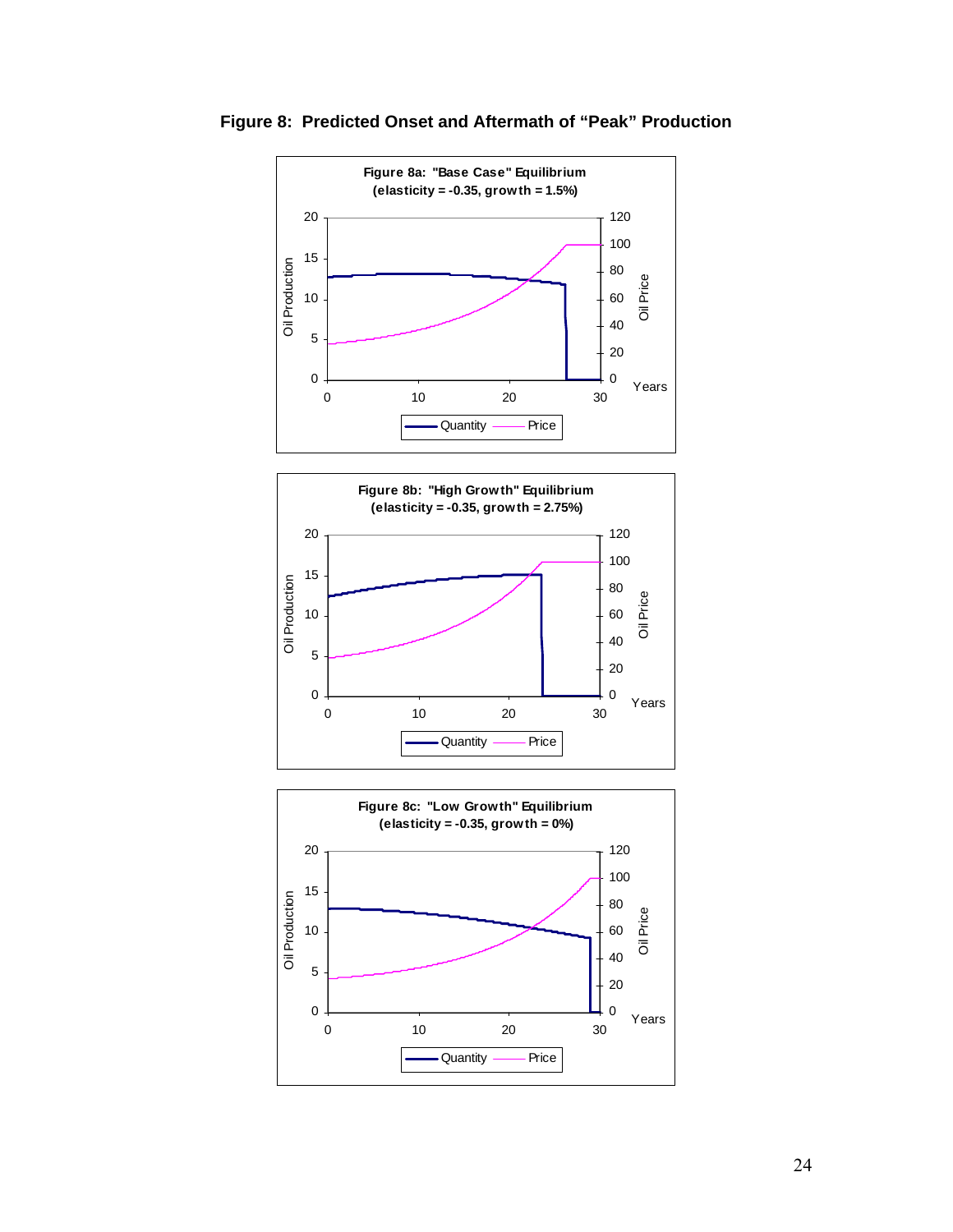**Figure 8: Predicted Onset and Aftermath of "Peak" Production**

Figure 8a: "Base Case" Equilibrium
(elasticity = -0.35, growth = 1.5%)

Figure 8b: "High Growth" Equilibrium
(elasticity = -0.35, growth = 2.75%)

Figure 8c: "Low Growth" Equilibrium
(elasticity = -0.35, growth = 0%)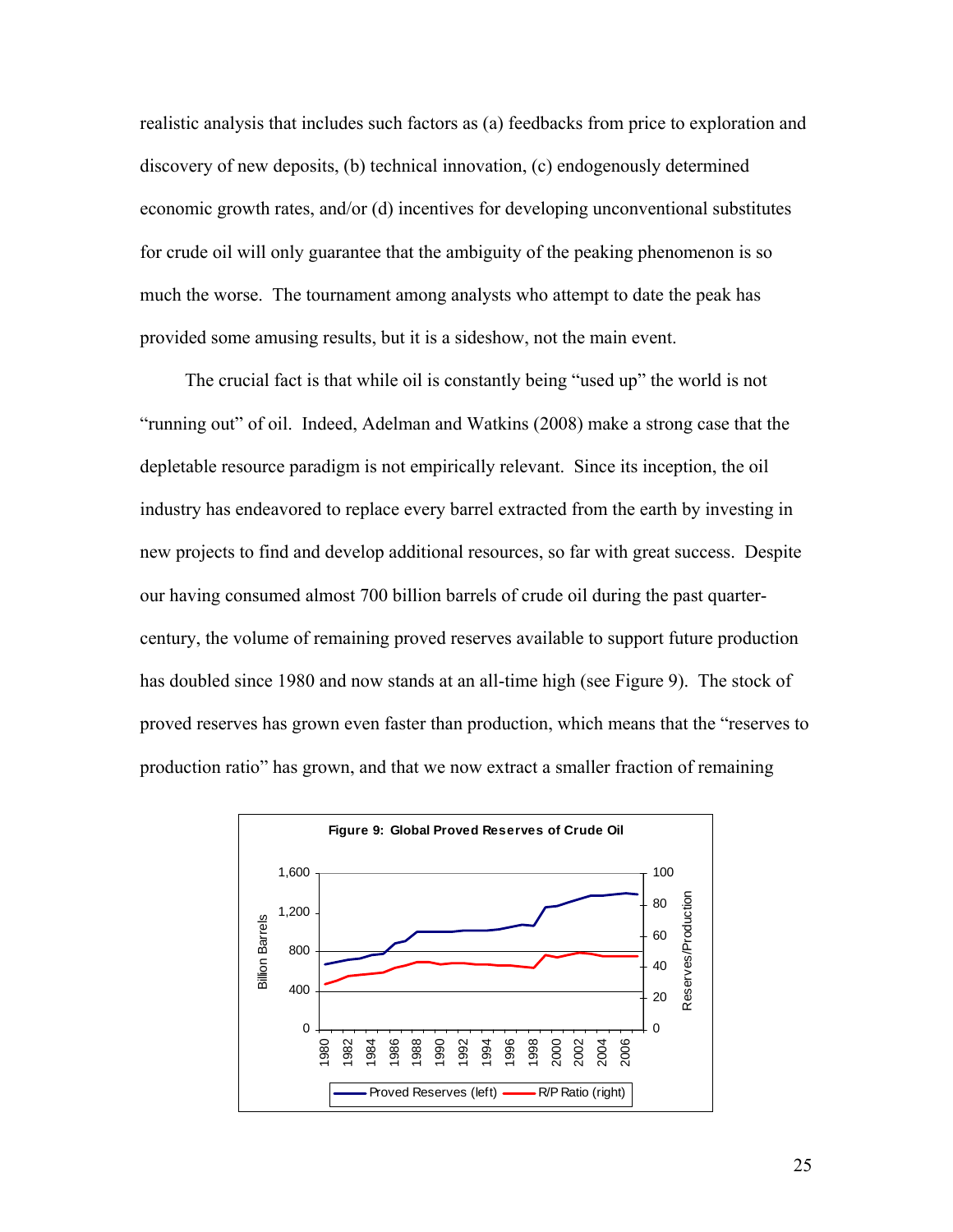realistic analysis that includes such factors as (a) feedbacks from price to exploration and discovery of new deposits, (b) technical innovation, (c) endogenously determined economic growth rates, and/or (d) incentives for developing unconventional substitutes for crude oil will only guarantee that the ambiguity of the peaking phenomenon is so much the worse. The tournament among analysts who attempt to date the peak has provided some amusing results, but it is a sideshow, not the main event.

The crucial fact is that while oil is constantly being "used up" the world is not "running out" of oil. Indeed, Adelman and Watkins (2008) make a strong case that the depletable resource paradigm is not empirically relevant. Since its inception, the oil industry has endeavored to replace every barrel extracted from the earth by investing in new projects to find and develop additional resources, so far with great success. Despite our having consumed almost 700 billion barrels of crude oil during the past quarter-century, the volume of remaining proved reserves available to support future production has doubled since 1980 and now stands at an all-time high (see Figure 9). The stock of proved reserves has grown even faster than production, which means that the "reserves to production ratio" has grown, and that we now extract a smaller fraction of remaining

**Figure 9: Global Proved Reserves of Crude Oil**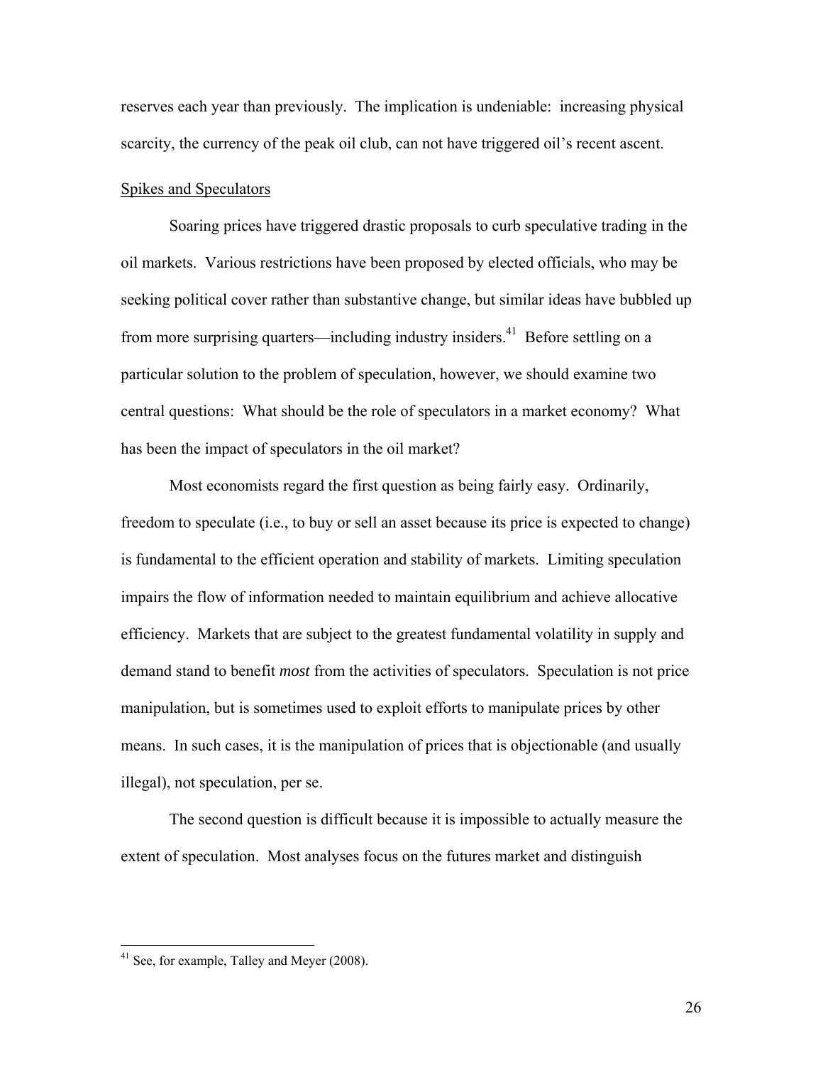reserves each year than previously. The implication is undeniable: increasing physical scarcity, the currency of the peak oil club, can not have triggered oil's recent ascent.

## Spikes and Speculators

Soaring prices have triggered drastic proposals to curb speculative trading in the oil markets. Various restrictions have been proposed by elected officials, who may be seeking political cover rather than substantive change, but similar ideas have bubbled up from more surprising quarters—including industry insiders.[41] Before settling on a particular solution to the problem of speculation, however, we should examine two central questions: What should be the role of speculators in a market economy? What has been the impact of speculators in the oil market?

Most economists regard the first question as being fairly easy. Ordinarily, freedom to speculate (i.e., to buy or sell an asset because its price is expected to change) is fundamental to the efficient operation and stability of markets. Limiting speculation impairs the flow of information needed to maintain equilibrium and achieve allocative efficiency. Markets that are subject to the greatest fundamental volatility in supply and demand stand to benefit *most* from the activities of speculators. Speculation is not price manipulation, but is sometimes used to exploit efforts to manipulate prices by other means. In such cases, it is the manipulation of prices that is objectionable (and usually illegal), not speculation, per se.

The second question is difficult because it is impossible to actually measure the extent of speculation. Most analyses focus on the futures market and distinguish

---

[41] See, for example, Talley and Meyer (2008).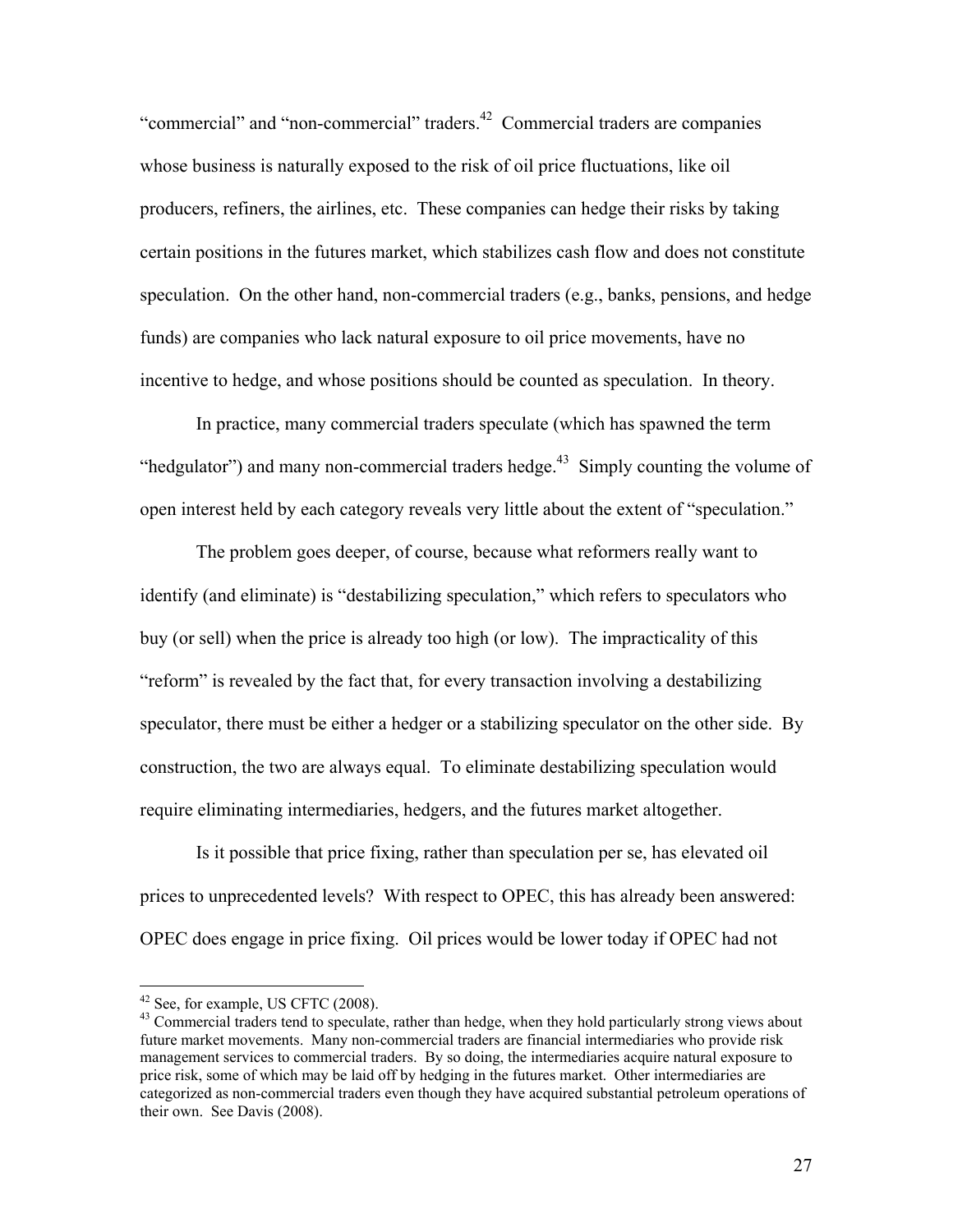"commercial" and "non-commercial" traders.[42] Commercial traders are companies whose business is naturally exposed to the risk of oil price fluctuations, like oil producers, refiners, the airlines, etc. These companies can hedge their risks by taking certain positions in the futures market, which stabilizes cash flow and does not constitute speculation. On the other hand, non-commercial traders (e.g., banks, pensions, and hedge funds) are companies who lack natural exposure to oil price movements, have no incentive to hedge, and whose positions should be counted as speculation. In theory.

In practice, many commercial traders speculate (which has spawned the term "hedgulator") and many non-commercial traders hedge.[43] Simply counting the volume of open interest held by each category reveals very little about the extent of "speculation."

The problem goes deeper, of course, because what reformers really want to identify (and eliminate) is "destabilizing speculation," which refers to speculators who buy (or sell) when the price is already too high (or low). The impracticality of this "reform" is revealed by the fact that, for every transaction involving a destabilizing speculator, there must be either a hedger or a stabilizing speculator on the other side. By construction, the two are always equal. To eliminate destabilizing speculation would require eliminating intermediaries, hedgers, and the futures market altogether.

Is it possible that price fixing, rather than speculation per se, has elevated oil prices to unprecedented levels? With respect to OPEC, this has already been answered: OPEC does engage in price fixing. Oil prices would be lower today if OPEC had not

---

[42] See, for example, US CFTC (2008).

[43] Commercial traders tend to speculate, rather than hedge, when they hold particularly strong views about future market movements. Many non-commercial traders are financial intermediaries who provide risk management services to commercial traders. By so doing, the intermediaries acquire natural exposure to price risk, some of which may be laid off by hedging in the futures market. Other intermediaries are categorized as non-commercial traders even though they have acquired substantial petroleum operations of their own. See Davis (2008).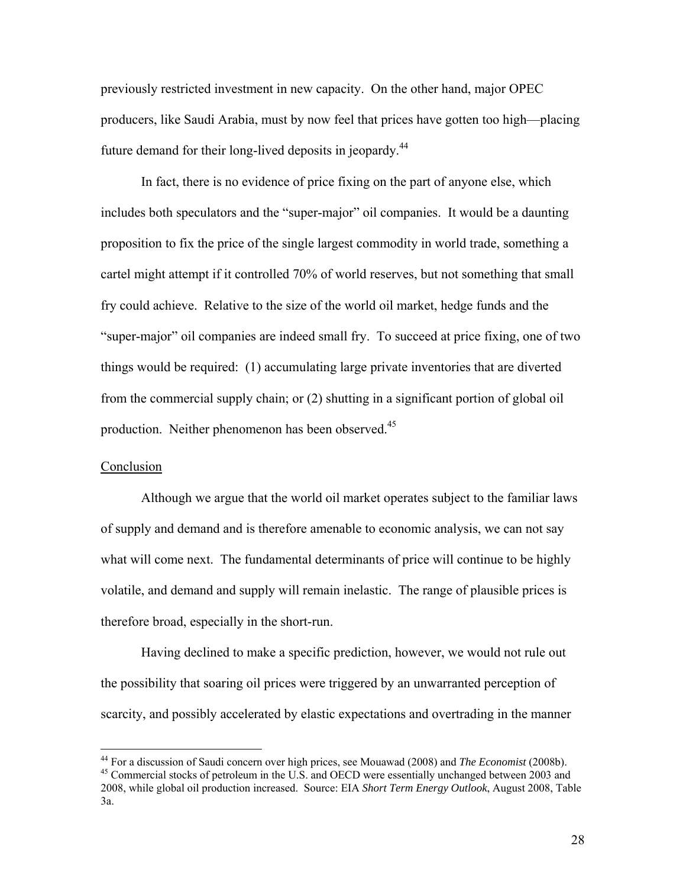previously restricted investment in new capacity. On the other hand, major OPEC producers, like Saudi Arabia, must by now feel that prices have gotten too high—placing future demand for their long-lived deposits in jeopardy.[44]

In fact, there is no evidence of price fixing on the part of anyone else, which includes both speculators and the "super-major" oil companies. It would be a daunting proposition to fix the price of the single largest commodity in world trade, something a cartel might attempt if it controlled 70% of world reserves, but not something that small fry could achieve. Relative to the size of the world oil market, hedge funds and the "super-major" oil companies are indeed small fry. To succeed at price fixing, one of two things would be required: (1) accumulating large private inventories that are diverted from the commercial supply chain; or (2) shutting in a significant portion of global oil production. Neither phenomenon has been observed.[45]

## Conclusion

Although we argue that the world oil market operates subject to the familiar laws of supply and demand and is therefore amenable to economic analysis, we can not say what will come next. The fundamental determinants of price will continue to be highly volatile, and demand and supply will remain inelastic. The range of plausible prices is therefore broad, especially in the short-run.

Having declined to make a specific prediction, however, we would not rule out the possibility that soaring oil prices were triggered by an unwarranted perception of scarcity, and possibly accelerated by elastic expectations and overtrading in the manner

---

[44] For a discussion of Saudi concern over high prices, see Mouawad (2008) and *The Economist* (2008b).

[45] Commercial stocks of petroleum in the U.S. and OECD were essentially unchanged between 2003 and 2008, while global oil production increased. Source: EIA *Short Term Energy Outlook*, August 2008, Table 3a.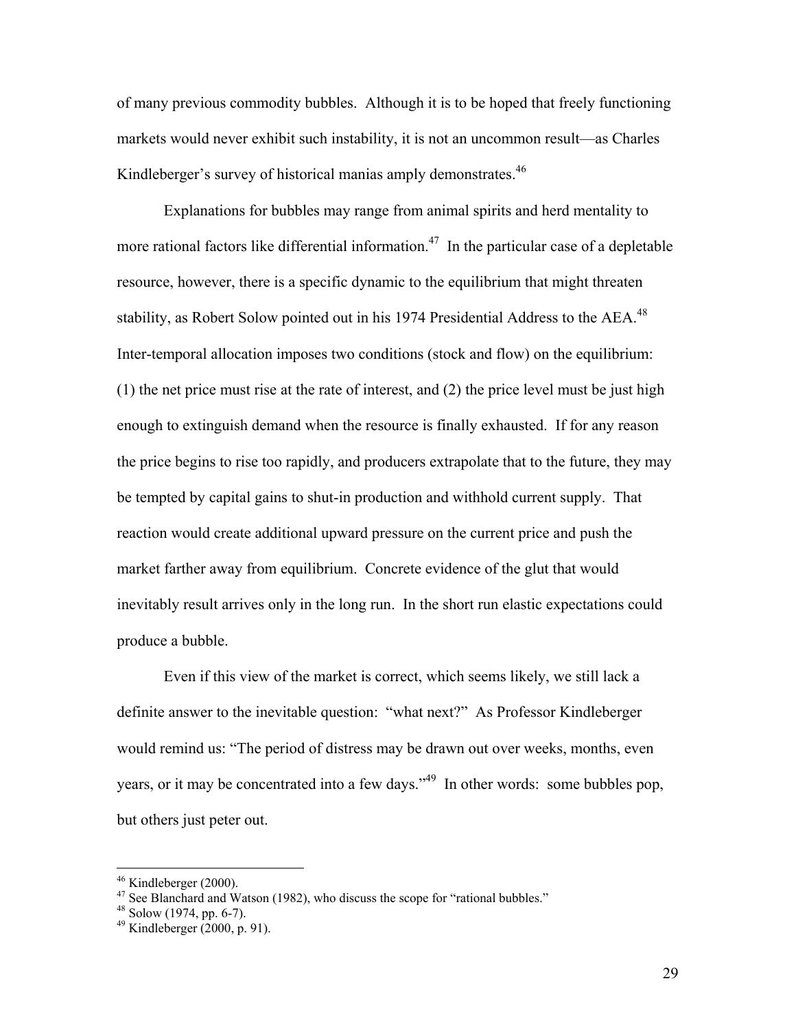of many previous commodity bubbles. Although it is to be hoped that freely functioning markets would never exhibit such instability, it is not an uncommon result—as Charles Kindleberger's survey of historical manias amply demonstrates.[46]

Explanations for bubbles may range from animal spirits and herd mentality to more rational factors like differential information.[47] In the particular case of a depletable resource, however, there is a specific dynamic to the equilibrium that might threaten stability, as Robert Solow pointed out in his 1974 Presidential Address to the AEA.[48] Inter-temporal allocation imposes two conditions (stock and flow) on the equilibrium: (1) the net price must rise at the rate of interest, and (2) the price level must be just high enough to extinguish demand when the resource is finally exhausted. If for any reason the price begins to rise too rapidly, and producers extrapolate that to the future, they may be tempted by capital gains to shut-in production and withhold current supply. That reaction would create additional upward pressure on the current price and push the market farther away from equilibrium. Concrete evidence of the glut that would inevitably result arrives only in the long run. In the short run elastic expectations could produce a bubble.

Even if this view of the market is correct, which seems likely, we still lack a definite answer to the inevitable question: "what next?" As Professor Kindleberger would remind us: "The period of distress may be drawn out over weeks, months, even years, or it may be concentrated into a few days."[49] In other words: some bubbles pop, but others just peter out.

---

[46] Kindleberger (2000).

[47] See Blanchard and Watson (1982), who discuss the scope for "rational bubbles."

[48] Solow (1974, pp. 6-7).

[49] Kindleberger (2000, p. 91).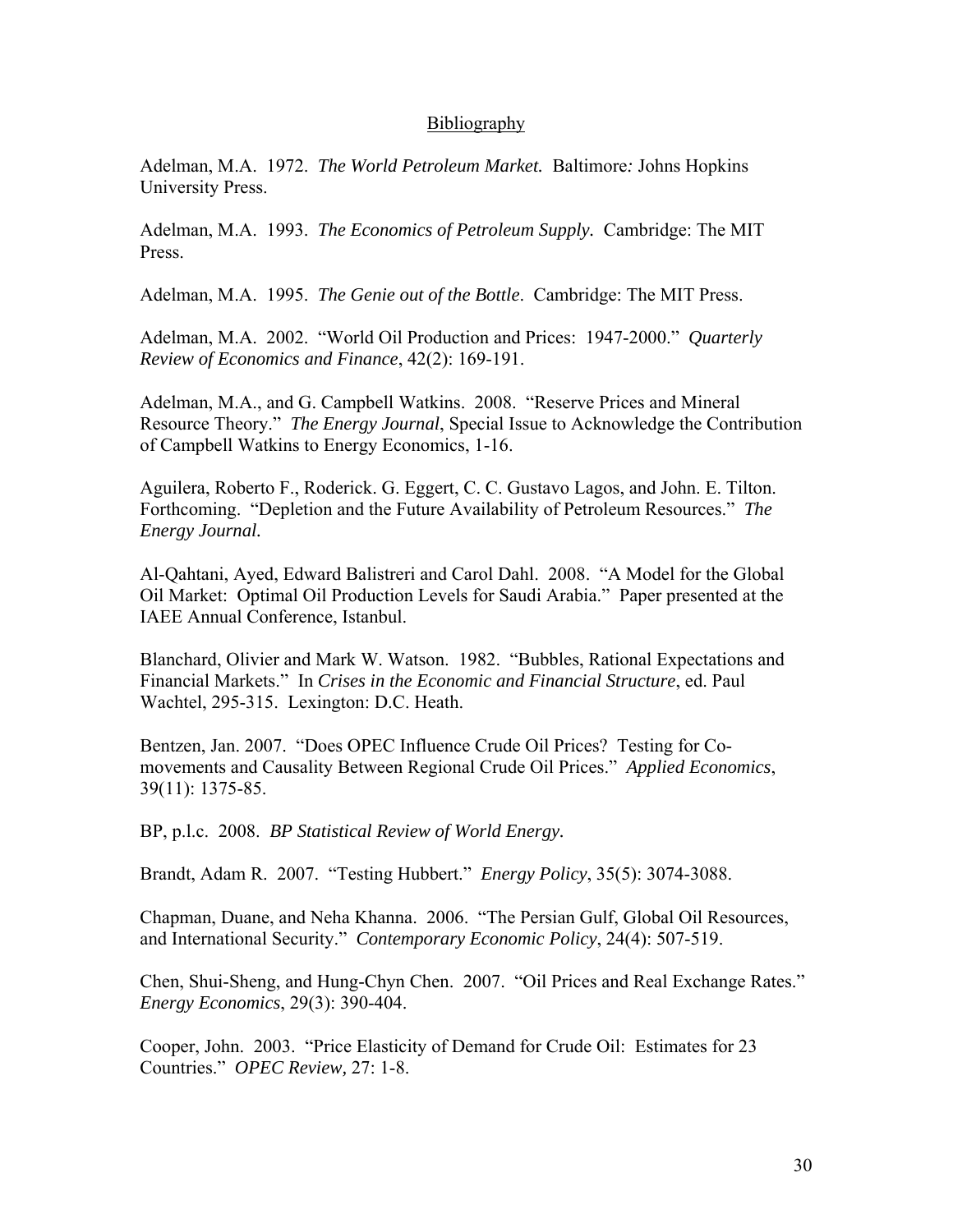# Bibliography

Adelman, M.A. 1972. *The World Petroleum Market.* Baltimore*:* Johns Hopkins University Press.

Adelman, M.A. 1993. *The Economics of Petroleum Supply.* Cambridge: The MIT Press.

Adelman, M.A. 1995. *The Genie out of the Bottle*. Cambridge: The MIT Press.

Adelman, M.A. 2002. "World Oil Production and Prices: 1947-2000." *Quarterly Review of Economics and Finance*, 42(2): 169-191.

Adelman, M.A., and G. Campbell Watkins. 2008. "Reserve Prices and Mineral Resource Theory." *The Energy Journal*, Special Issue to Acknowledge the Contribution of Campbell Watkins to Energy Economics, 1-16.

Aguilera, Roberto F., Roderick. G. Eggert, C. C. Gustavo Lagos, and John. E. Tilton. Forthcoming. "Depletion and the Future Availability of Petroleum Resources." *The Energy Journal.*

Al-Qahtani, Ayed, Edward Balistreri and Carol Dahl. 2008. "A Model for the Global Oil Market: Optimal Oil Production Levels for Saudi Arabia." Paper presented at the IAEE Annual Conference, Istanbul.

Blanchard, Olivier and Mark W. Watson. 1982. "Bubbles, Rational Expectations and Financial Markets." In *Crises in the Economic and Financial Structure*, ed. Paul Wachtel, 295-315. Lexington: D.C. Heath.

Bentzen, Jan. 2007. "Does OPEC Influence Crude Oil Prices? Testing for Co-movements and Causality Between Regional Crude Oil Prices." *Applied Economics*, 39(11): 1375-85.

BP, p.l.c. 2008. *BP Statistical Review of World Energy*.

Brandt, Adam R. 2007. "Testing Hubbert." *Energy Policy*, 35(5): 3074-3088.

Chapman, Duane, and Neha Khanna. 2006. "The Persian Gulf, Global Oil Resources, and International Security." *Contemporary Economic Policy*, 24(4): 507-519.

Chen, Shui-Sheng, and Hung-Chyn Chen. 2007. "Oil Prices and Real Exchange Rates." *Energy Economics*, 29(3): 390-404.

Cooper, John. 2003. "Price Elasticity of Demand for Crude Oil: Estimates for 23 Countries." *OPEC Review,* 27: 1-8.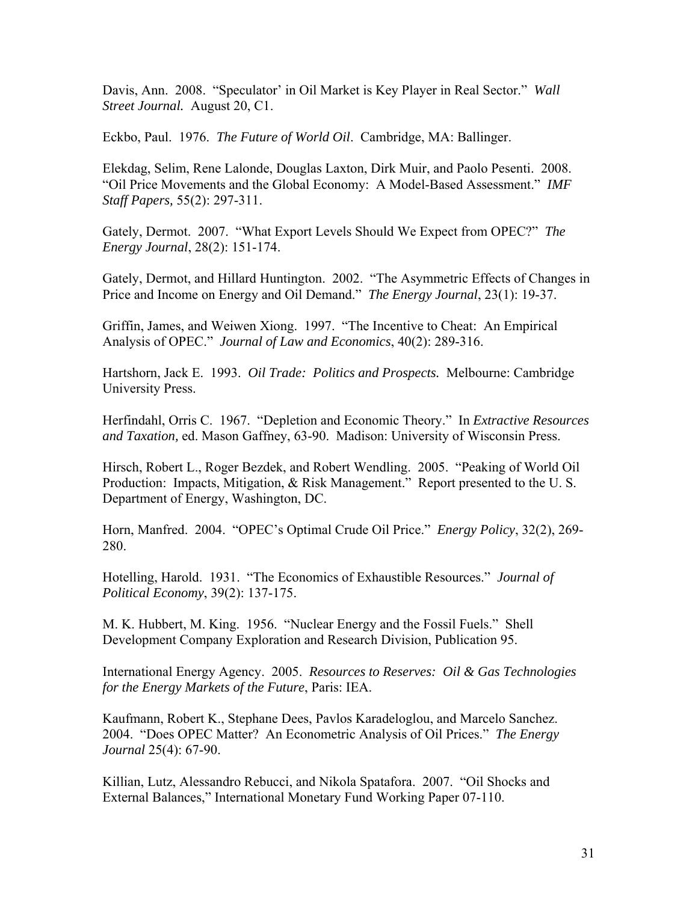Davis, Ann. 2008. "Speculator' in Oil Market is Key Player in Real Sector." *Wall Street Journal.* August 20, C1.

Eckbo, Paul. 1976. *The Future of World Oil*. Cambridge, MA: Ballinger.

Elekdag, Selim, Rene Lalonde, Douglas Laxton, Dirk Muir, and Paolo Pesenti. 2008. "Oil Price Movements and the Global Economy: A Model-Based Assessment." *IMF Staff Papers,* 55(2): 297-311.

Gately, Dermot. 2007. "What Export Levels Should We Expect from OPEC?" *The Energy Journal*, 28(2): 151-174.

Gately, Dermot, and Hillard Huntington. 2002. "The Asymmetric Effects of Changes in Price and Income on Energy and Oil Demand." *The Energy Journal*, 23(1): 19-37.

Griffin, James, and Weiwen Xiong. 1997. "The Incentive to Cheat: An Empirical Analysis of OPEC." *Journal of Law and Economics*, 40(2): 289-316.

Hartshorn, Jack E. 1993. *Oil Trade: Politics and Prospects.* Melbourne: Cambridge University Press.

Herfindahl, Orris C. 1967. "Depletion and Economic Theory." In *Extractive Resources and Taxation,* ed. Mason Gaffney, 63-90. Madison: University of Wisconsin Press.

Hirsch, Robert L., Roger Bezdek, and Robert Wendling. 2005. "Peaking of World Oil Production: Impacts, Mitigation, & Risk Management." Report presented to the U. S. Department of Energy, Washington, DC.

Horn, Manfred. 2004. "OPEC's Optimal Crude Oil Price." *Energy Policy*, 32(2), 269-280.

Hotelling, Harold. 1931. "The Economics of Exhaustible Resources." *Journal of Political Economy*, 39(2): 137-175.

M. K. Hubbert, M. King. 1956. "Nuclear Energy and the Fossil Fuels." Shell Development Company Exploration and Research Division, Publication 95.

International Energy Agency. 2005. *Resources to Reserves: Oil & Gas Technologies for the Energy Markets of the Future*, Paris: IEA.

Kaufmann, Robert K., Stephane Dees, Pavlos Karadeloglou, and Marcelo Sanchez. 2004. "Does OPEC Matter? An Econometric Analysis of Oil Prices." *The Energy Journal* 25(4): 67-90.

Killian, Lutz, Alessandro Rebucci, and Nikola Spatafora. 2007. "Oil Shocks and External Balances," International Monetary Fund Working Paper 07-110.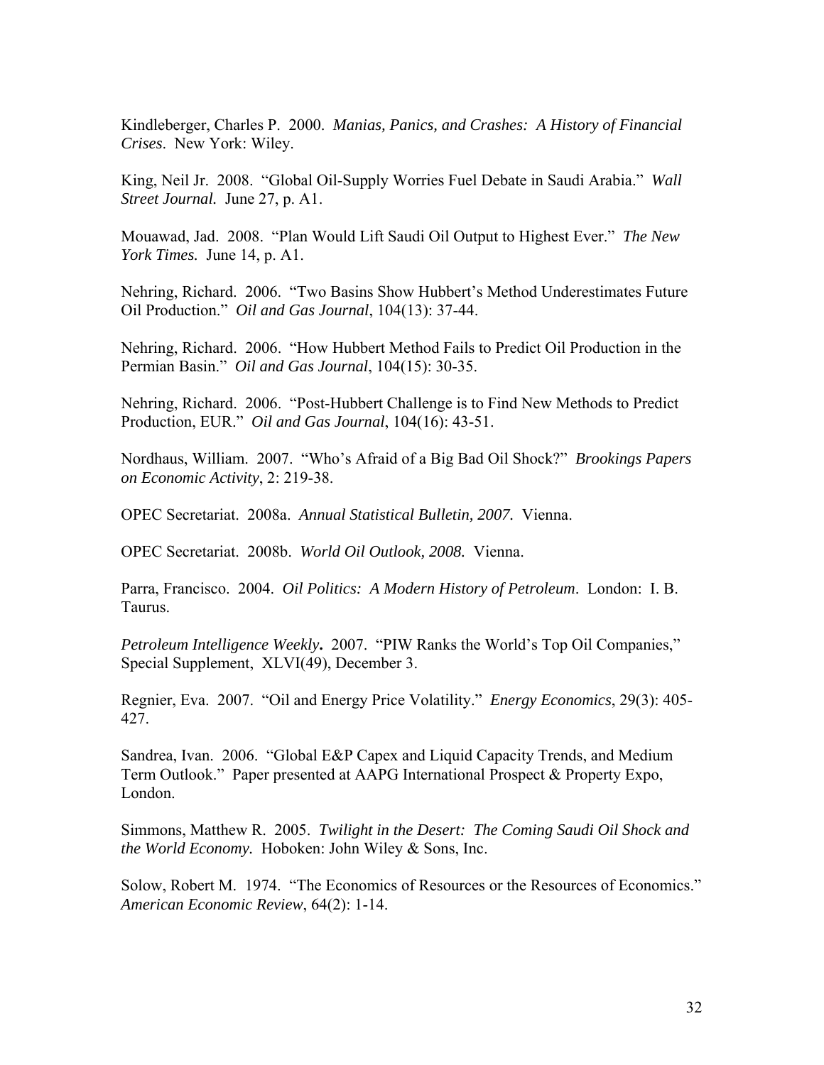Kindleberger, Charles P. 2000. *Manias, Panics, and Crashes: A History of Financial Crises*. New York: Wiley.

King, Neil Jr. 2008. "Global Oil-Supply Worries Fuel Debate in Saudi Arabia." *Wall Street Journal.* June 27, p. A1.

Mouawad, Jad. 2008. "Plan Would Lift Saudi Oil Output to Highest Ever." *The New York Times.* June 14, p. A1.

Nehring, Richard. 2006. "Two Basins Show Hubbert's Method Underestimates Future Oil Production." *Oil and Gas Journal*, 104(13): 37-44.

Nehring, Richard. 2006. "How Hubbert Method Fails to Predict Oil Production in the Permian Basin." *Oil and Gas Journal*, 104(15): 30-35.

Nehring, Richard. 2006. "Post-Hubbert Challenge is to Find New Methods to Predict Production, EUR." *Oil and Gas Journal*, 104(16): 43-51.

Nordhaus, William. 2007. "Who's Afraid of a Big Bad Oil Shock?" *Brookings Papers on Economic Activity*, 2: 219-38.

OPEC Secretariat. 2008a. *Annual Statistical Bulletin, 2007.* Vienna.

OPEC Secretariat. 2008b. *World Oil Outlook, 2008.* Vienna.

Parra, Francisco. 2004. *Oil Politics: A Modern History of Petroleum*. London: I. B. Taurus.

*Petroleum Intelligence Weekly***.** 2007. "PIW Ranks the World's Top Oil Companies," Special Supplement, XLVI(49), December 3.

Regnier, Eva. 2007. "Oil and Energy Price Volatility." *Energy Economics*, 29(3): 405-427.

Sandrea, Ivan. 2006. "Global E&P Capex and Liquid Capacity Trends, and Medium Term Outlook." Paper presented at AAPG International Prospect & Property Expo, London.

Simmons, Matthew R. 2005. *Twilight in the Desert: The Coming Saudi Oil Shock and the World Economy.* Hoboken: John Wiley & Sons, Inc.

Solow, Robert M. 1974. "The Economics of Resources or the Resources of Economics." *American Economic Review*, 64(2): 1-14.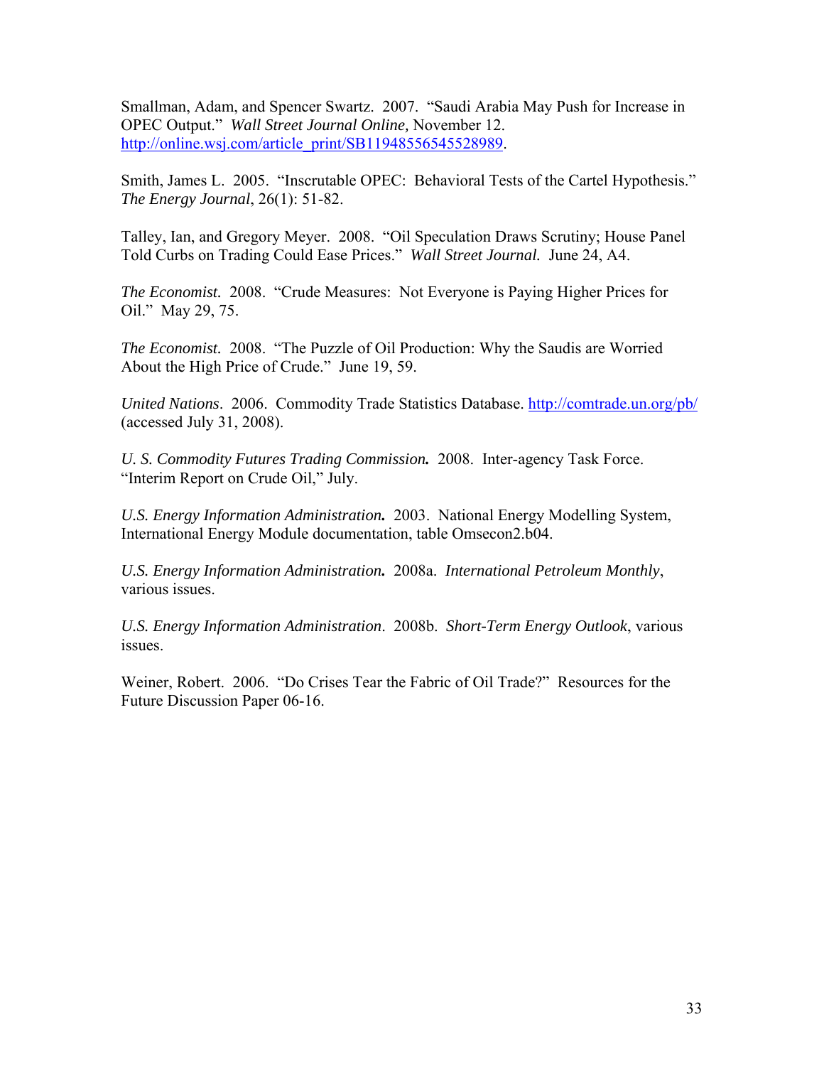Smallman, Adam, and Spencer Swartz. 2007. "Saudi Arabia May Push for Increase in OPEC Output." *Wall Street Journal Online,* November 12. http://online.wsj.com/article_print/SB119485565455289898.

Smith, James L. 2005. "Inscrutable OPEC: Behavioral Tests of the Cartel Hypothesis." *The Energy Journal*, 26(1): 51-82.

Talley, Ian, and Gregory Meyer. 2008. "Oil Speculation Draws Scrutiny; House Panel Told Curbs on Trading Could Ease Prices." *Wall Street Journal.* June 24, A4.

*The Economist.* 2008. "Crude Measures: Not Everyone is Paying Higher Prices for Oil." May 29, 75.

*The Economist.* 2008. "The Puzzle of Oil Production: Why the Saudis are Worried About the High Price of Crude." June 19, 59.

*United Nations*. 2006. Commodity Trade Statistics Database. http://comtrade.un.org/pb/ (accessed July 31, 2008).

*U. S. Commodity Futures Trading Commission.* 2008. Inter-agency Task Force. "Interim Report on Crude Oil," July.

*U.S. Energy Information Administration.* 2003. National Energy Modelling System, International Energy Module documentation, table Omsecon2.b04.

*U.S. Energy Information Administration.* 2008a. *International Petroleum Monthly*, various issues.

*U.S. Energy Information Administration*. 2008b. *Short-Term Energy Outlook*, various issues.

Weiner, Robert. 2006. "Do Crises Tear the Fabric of Oil Trade?" Resources for the Future Discussion Paper 06-16.